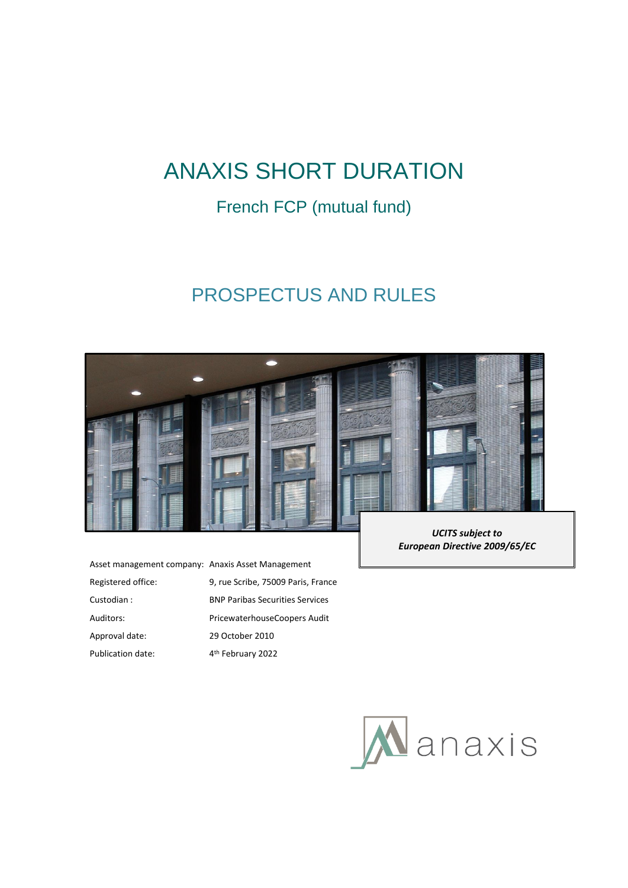# ANAXIS SHORT DURATION

## French FCP (mutual fund)

## PROSPECTUS AND RULES

***UCITS subject to European Directive 2009/65/EC***

| | |
|---|---|
| Asset management company: | Anaxis Asset Management |
| Registered office: | 9, rue Scribe, 75009 Paris, France |
| Custodian : | BNP Paribas Securities Services |
| Auditors: | PricewaterhouseCoopers Audit |
| Approval date: | 29 October 2010 |
| Publication date: | 4th February 2022 |

anaxis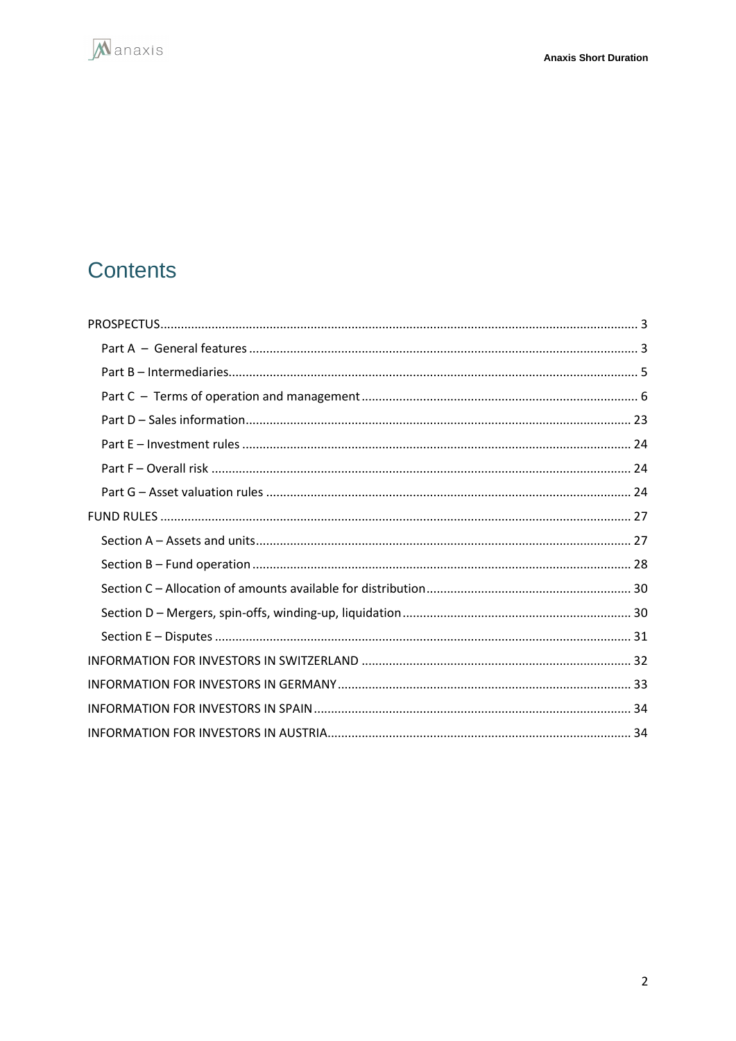# Contents

PROSPECTUS ... 3

- Part A – General features ... 3
- Part B – Intermediaries ... 5
- Part C – Terms of operation and management ... 6
- Part D – Sales information ... 23
- Part E – Investment rules ... 24
- Part F – Overall risk ... 24
- Part G – Asset valuation rules ... 24

FUND RULES ... 27

- Section A – Assets and units ... 27
- Section B – Fund operation ... 28
- Section C – Allocation of amounts available for distribution ... 30
- Section D – Mergers, spin-offs, winding-up, liquidation ... 30
- Section E – Disputes ... 31

INFORMATION FOR INVESTORS IN SWITZERLAND ... 32

INFORMATION FOR INVESTORS IN GERMANY ... 33

INFORMATION FOR INVESTORS IN SPAIN ... 34

INFORMATION FOR INVESTORS IN AUSTRIA ... 34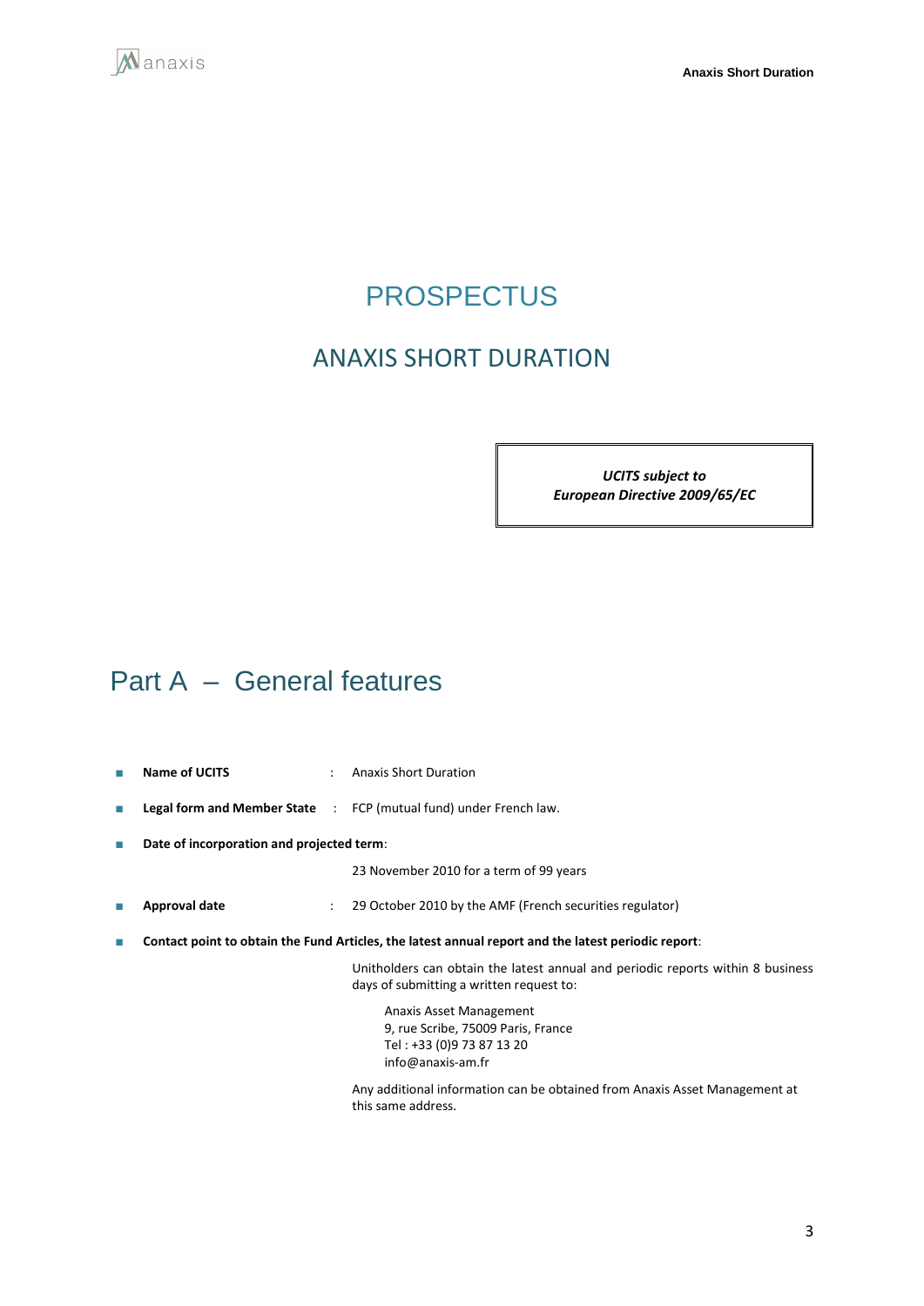# PROSPECTUS

## ANAXIS SHORT DURATION

> ***UCITS subject to European Directive 2009/65/EC***

# Part A – General features

- **Name of UCITS** : Anaxis Short Duration
- **Legal form and Member State** : FCP (mutual fund) under French law.
- **Date of incorporation and projected term**:

  23 November 2010 for a term of 99 years
- **Approval date** : 29 October 2010 by the AMF (French securities regulator)
- **Contact point to obtain the Fund Articles, the latest annual report and the latest periodic report**:

  Unitholders can obtain the latest annual and periodic reports within 8 business days of submitting a written request to:

  Anaxis Asset Management
  9, rue Scribe, 75009 Paris, France
  Tel : +33 (0)9 73 87 13 20
  info@anaxis-am.fr

  Any additional information can be obtained from Anaxis Asset Management at this same address.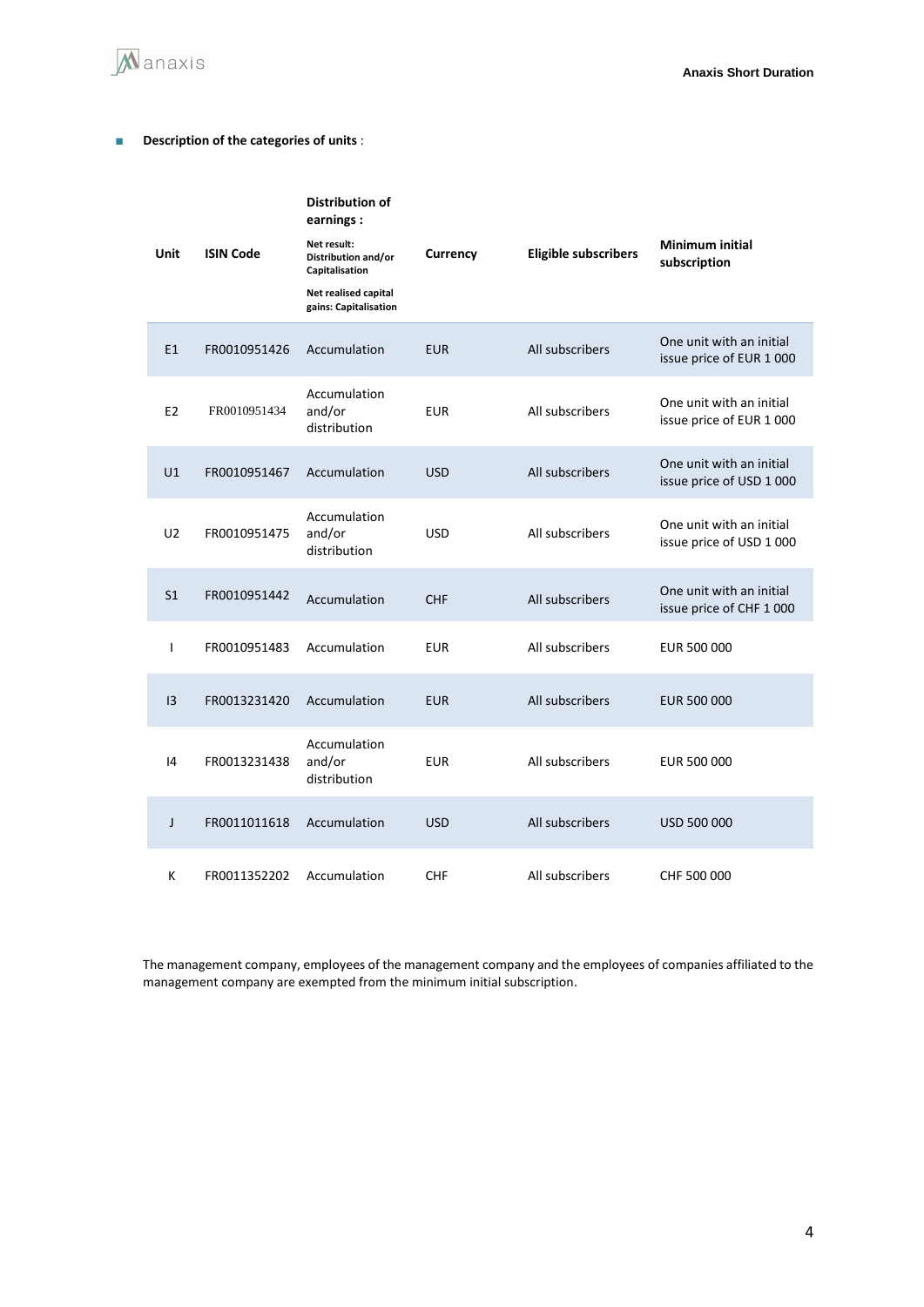- **Description of the categories of units** :

| Unit | ISIN Code | Distribution of earnings : Net result: Distribution and/or Capitalisation Net realised capital gains: Capitalisation | Currency | Eligible subscribers | Minimum initial subscription |
|---|---|---|---|---|---|
| E1 | FR0010951426 | Accumulation | EUR | All subscribers | One unit with an initial issue price of EUR 1 000 |
| E2 | FR0010951434 | Accumulation and/or distribution | EUR | All subscribers | One unit with an initial issue price of EUR 1 000 |
| U1 | FR0010951467 | Accumulation | USD | All subscribers | One unit with an initial issue price of USD 1 000 |
| U2 | FR0010951475 | Accumulation and/or distribution | USD | All subscribers | One unit with an initial issue price of USD 1 000 |
| S1 | FR0010951442 | Accumulation | CHF | All subscribers | One unit with an initial issue price of CHF 1 000 |
| I | FR0010951483 | Accumulation | EUR | All subscribers | EUR 500 000 |
| I3 | FR0013231420 | Accumulation | EUR | All subscribers | EUR 500 000 |
| I4 | FR0013231438 | Accumulation and/or distribution | EUR | All subscribers | EUR 500 000 |
| J | FR0011011618 | Accumulation | USD | All subscribers | USD 500 000 |
| K | FR0011352202 | Accumulation | CHF | All subscribers | CHF 500 000 |

The management company, employees of the management company and the employees of companies affiliated to the management company are exempted from the minimum initial subscription.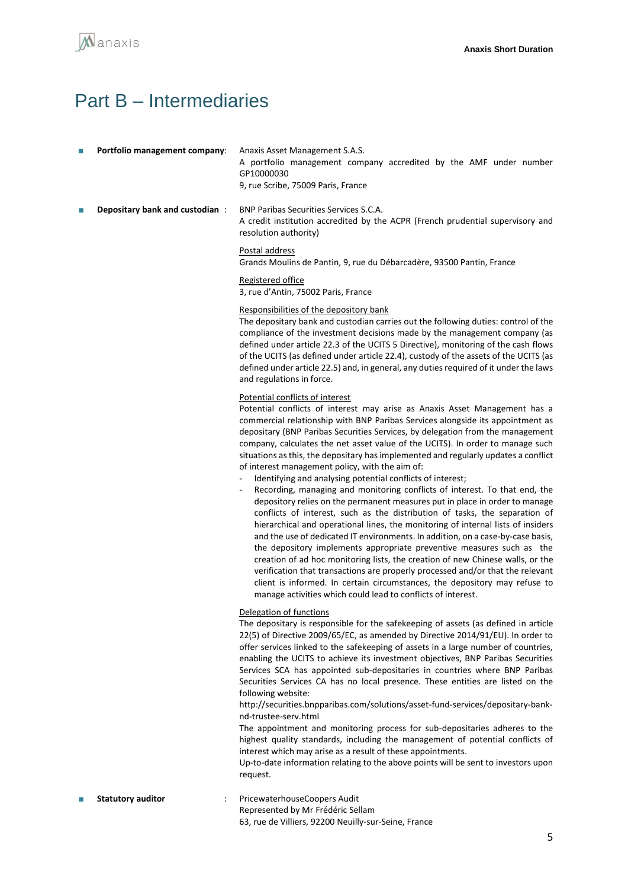# Part B – Intermediaries

- **Portfolio management company**: Anaxis Asset Management S.A.S.
  A portfolio management company accredited by the AMF under number GP10000030
  9, rue Scribe, 75009 Paris, France

- **Depositary bank and custodian** : BNP Paribas Securities Services S.C.A.
  A credit institution accredited by the ACPR (French prudential supervisory and resolution authority)

  Postal address
  Grands Moulins de Pantin, 9, rue du Débarcadère, 93500 Pantin, France

  Registered office
  3, rue d'Antin, 75002 Paris, France

  Responsibilities of the depository bank
  The depositary bank and custodian carries out the following duties: control of the compliance of the investment decisions made by the management company (as defined under article 22.3 of the UCITS 5 Directive), monitoring of the cash flows of the UCITS (as defined under article 22.4), custody of the assets of the UCITS (as defined under article 22.5) and, in general, any duties required of it under the laws and regulations in force.

  Potential conflicts of interest
  Potential conflicts of interest may arise as Anaxis Asset Management has a commercial relationship with BNP Paribas Services alongside its appointment as depositary (BNP Paribas Securities Services, by delegation from the management company, calculates the net asset value of the UCITS). In order to manage such situations as this, the depositary has implemented and regularly updates a conflict of interest management policy, with the aim of:
  - Identifying and analysing potential conflicts of interest;
  - Recording, managing and monitoring conflicts of interest. To that end, the depository relies on the permanent measures put in place in order to manage conflicts of interest, such as the distribution of tasks, the separation of hierarchical and operational lines, the monitoring of internal lists of insiders and the use of dedicated IT environments. In addition, on a case-by-case basis, the depository implements appropriate preventive measures such as the creation of ad hoc monitoring lists, the creation of new Chinese walls, or the verification that transactions are properly processed and/or that the relevant client is informed. In certain circumstances, the depository may refuse to manage activities which could lead to conflicts of interest.

  Delegation of functions
  The depositary is responsible for the safekeeping of assets (as defined in article 22(5) of Directive 2009/65/EC, as amended by Directive 2014/91/EU). In order to offer services linked to the safekeeping of assets in a large number of countries, enabling the UCITS to achieve its investment objectives, BNP Paribas Securities Services SCA has appointed sub-depositaries in countries where BNP Paribas Securities Services CA has no local presence. These entities are listed on the following website:
  http://securities.bnpparibas.com/solutions/asset-fund-services/depositary-bank-nd-trustee-serv.html
  The appointment and monitoring process for sub-depositaries adheres to the highest quality standards, including the management of potential conflicts of interest which may arise as a result of these appointments.
  Up-to-date information relating to the above points will be sent to investors upon request.

- **Statutory auditor** : PricewaterhouseCoopers Audit
  Represented by Mr Frédéric Sellam
  63, rue de Villiers, 92200 Neuilly-sur-Seine, France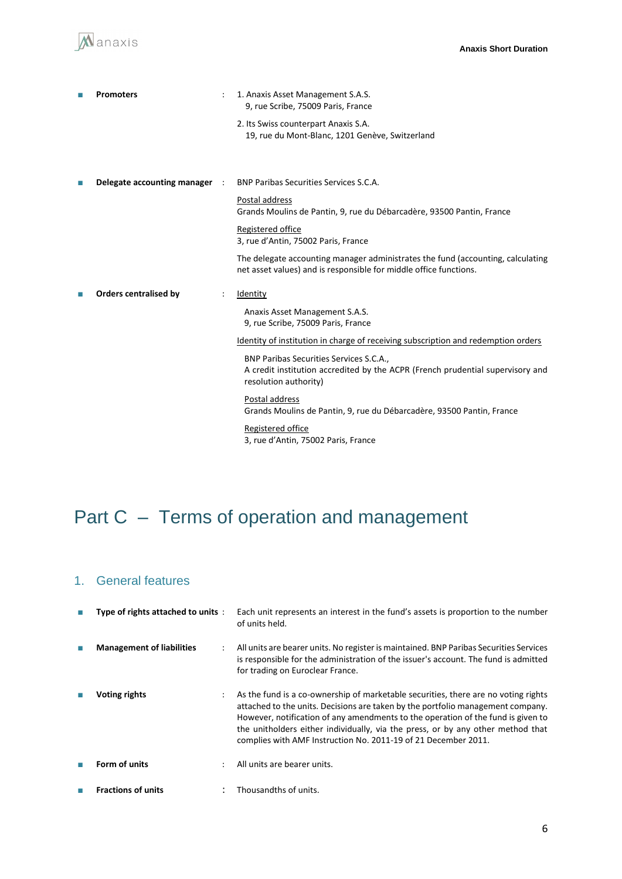- **Promoters** : 1. Anaxis Asset Management S.A.S.
  9, rue Scribe, 75009 Paris, France

  2. Its Swiss counterpart Anaxis S.A.
  19, rue du Mont-Blanc, 1201 Genève, Switzerland

- **Delegate accounting manager** : BNP Paribas Securities Services S.C.A.

  Postal address
  Grands Moulins de Pantin, 9, rue du Débarcadère, 93500 Pantin, France

  Registered office
  3, rue d'Antin, 75002 Paris, France

  The delegate accounting manager administrates the fund (accounting, calculating net asset values) and is responsible for middle office functions.

- **Orders centralised by** : Identity

  Anaxis Asset Management S.A.S.
  9, rue Scribe, 75009 Paris, France

  Identity of institution in charge of receiving subscription and redemption orders

  BNP Paribas Securities Services S.C.A.,
  A credit institution accredited by the ACPR (French prudential supervisory and resolution authority)

  Postal address
  Grands Moulins de Pantin, 9, rue du Débarcadère, 93500 Pantin, France

  Registered office
  3, rue d'Antin, 75002 Paris, France

# Part C – Terms of operation and management

## 1. General features

- **Type of rights attached to units** : Each unit represents an interest in the fund's assets is proportion to the number of units held.

- **Management of liabilities** : All units are bearer units. No register is maintained. BNP Paribas Securities Services is responsible for the administration of the issuer's account. The fund is admitted for trading on Euroclear France.

- **Voting rights** : As the fund is a co-ownership of marketable securities, there are no voting rights attached to the units. Decisions are taken by the portfolio management company. However, notification of any amendments to the operation of the fund is given to the unitholders either individually, via the press, or by any other method that complies with AMF Instruction No. 2011-19 of 21 December 2011.

- **Form of units** : All units are bearer units.

- **Fractions of units** : Thousandths of units.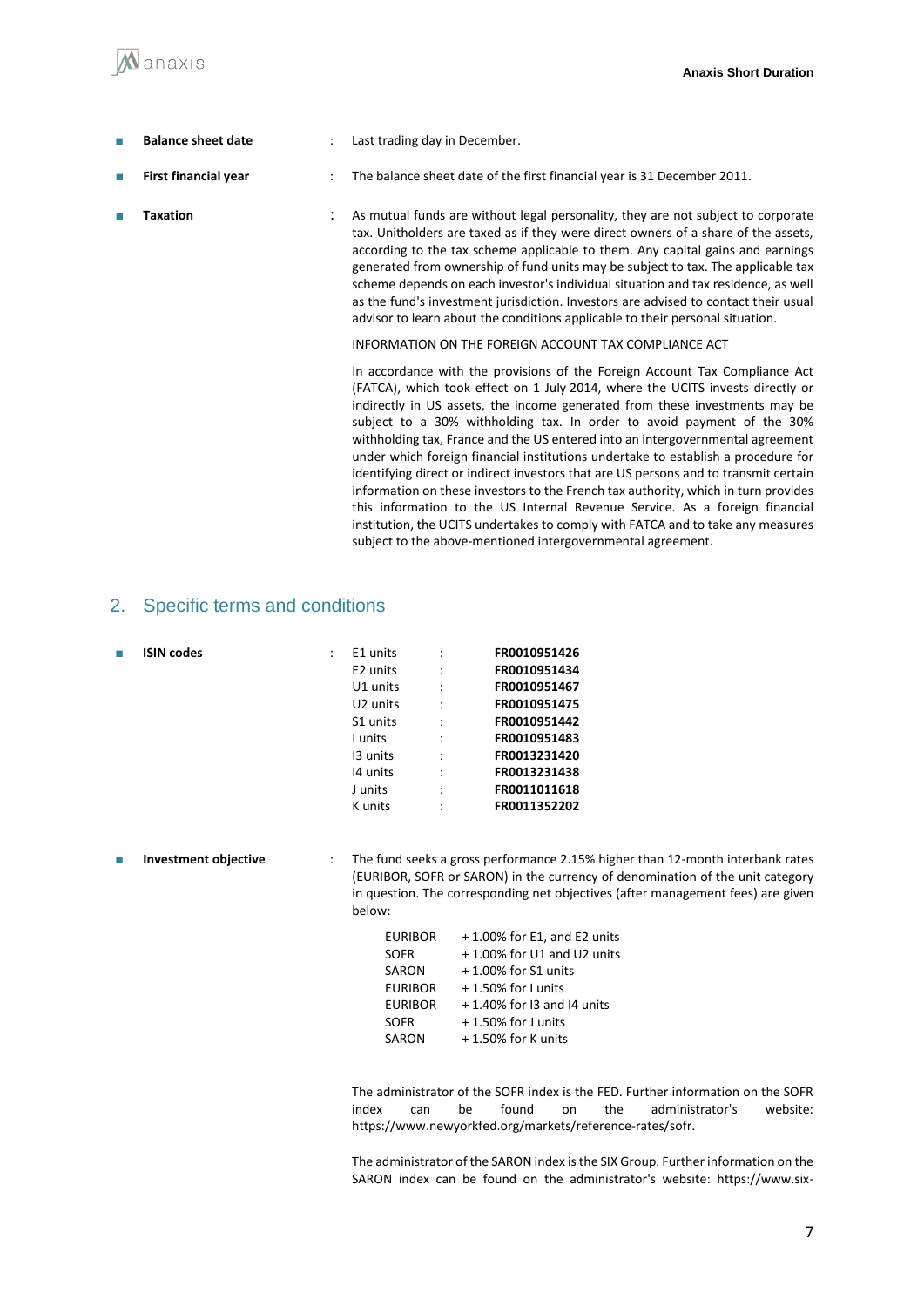- **Balance sheet date** : Last trading day in December.

- **First financial year** : The balance sheet date of the first financial year is 31 December 2011.

- **Taxation** : As mutual funds are without legal personality, they are not subject to corporate tax. Unitholders are taxed as if they were direct owners of a share of the assets, according to the tax scheme applicable to them. Any capital gains and earnings generated from ownership of fund units may be subject to tax. The applicable tax scheme depends on each investor's individual situation and tax residence, as well as the fund's investment jurisdiction. Investors are advised to contact their usual advisor to learn about the conditions applicable to their personal situation.

  INFORMATION ON THE FOREIGN ACCOUNT TAX COMPLIANCE ACT

  In accordance with the provisions of the Foreign Account Tax Compliance Act (FATCA), which took effect on 1 July 2014, where the UCITS invests directly or indirectly in US assets, the income generated from these investments may be subject to a 30% withholding tax. In order to avoid payment of the 30% withholding tax, France and the US entered into an intergovernmental agreement under which foreign financial institutions undertake to establish a procedure for identifying direct or indirect investors that are US persons and to transmit certain information on these investors to the French tax authority, which in turn provides this information to the US Internal Revenue Service. As a foreign financial institution, the UCITS undertakes to comply with FATCA and to take any measures subject to the above-mentioned intergovernmental agreement.

## 2. Specific terms and conditions

- **ISIN codes** :

| Units | ISIN |
|---|---|
| E1 units | **FR0010951426** |
| E2 units | **FR0010951434** |
| U1 units | **FR0010951467** |
| U2 units | **FR0010951475** |
| S1 units | **FR0010951442** |
| I units | **FR0010951483** |
| I3 units | **FR0013231420** |
| I4 units | **FR0013231438** |
| J units | **FR0011011618** |
| K units | **FR0011352202** |

- **Investment objective** : The fund seeks a gross performance 2.15% higher than 12-month interbank rates (EURIBOR, SOFR or SARON) in the currency of denomination of the unit category in question. The corresponding net objectives (after management fees) are given below:

| Index | Objective |
|---|---|
| EURIBOR | + 1.00% for E1, and E2 units |
| SOFR | + 1.00% for U1 and U2 units |
| SARON | + 1.00% for S1 units |
| EURIBOR | + 1.50% for I units |
| EURIBOR | + 1.40% for I3 and I4 units |
| SOFR | + 1.50% for J units |
| SARON | + 1.50% for K units |

  The administrator of the SOFR index is the FED. Further information on the SOFR index can be found on the administrator's website: https://www.newyorkfed.org/markets/reference-rates/sofr.

  The administrator of the SARON index is the SIX Group. Further information on the SARON index can be found on the administrator's website: https://www.six-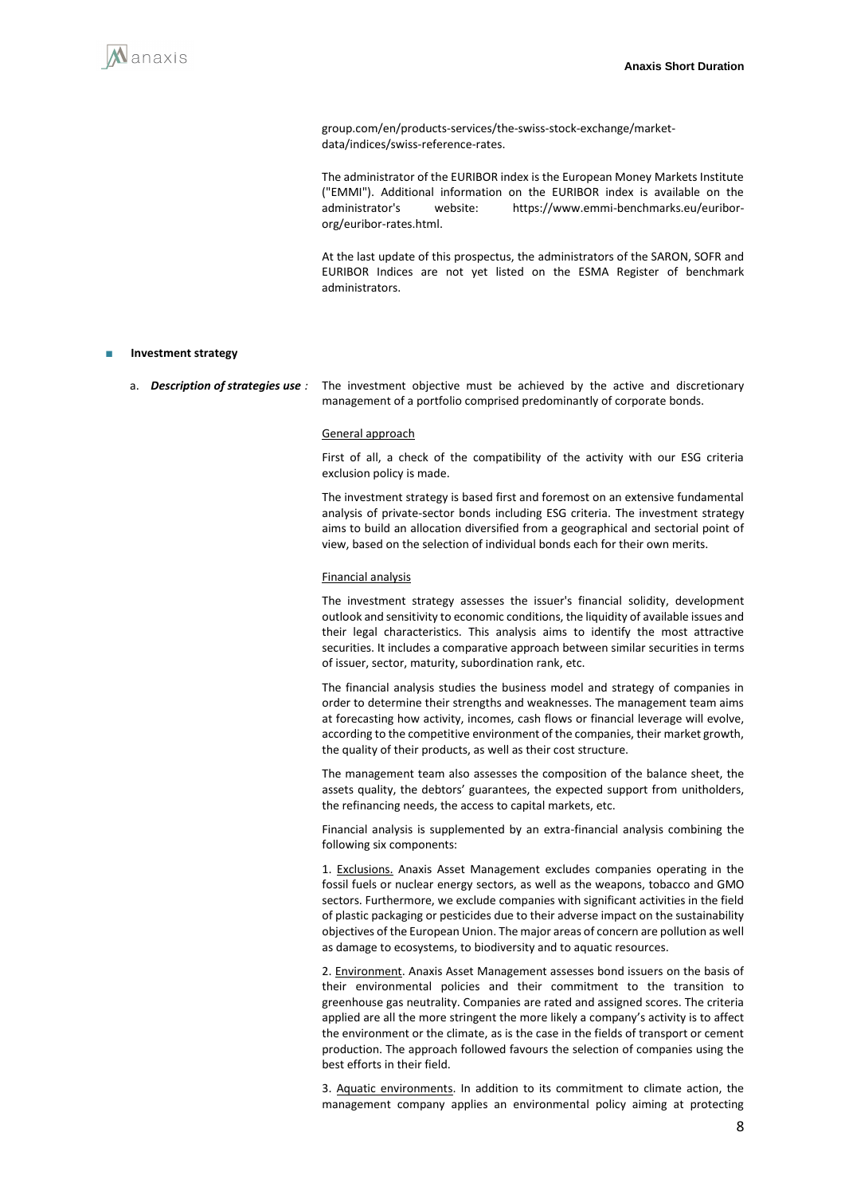group.com/en/products-services/the-swiss-stock-exchange/market-data/indices/swiss-reference-rates.

The administrator of the EURIBOR index is the European Money Markets Institute ("EMMI"). Additional information on the EURIBOR index is available on the administrator's website: https://www.emmi-benchmarks.eu/euribor-org/euribor-rates.html.

At the last update of this prospectus, the administrators of the SARON, SOFR and EURIBOR Indices are not yet listed on the ESMA Register of benchmark administrators.

## Investment strategy

a. ***Description of strategies use*** *:* The investment objective must be achieved by the active and discretionary management of a portfolio comprised predominantly of corporate bonds.

General approach

First of all, a check of the compatibility of the activity with our ESG criteria exclusion policy is made.

The investment strategy is based first and foremost on an extensive fundamental analysis of private-sector bonds including ESG criteria. The investment strategy aims to build an allocation diversified from a geographical and sectorial point of view, based on the selection of individual bonds each for their own merits.

Financial analysis

The investment strategy assesses the issuer's financial solidity, development outlook and sensitivity to economic conditions, the liquidity of available issues and their legal characteristics. This analysis aims to identify the most attractive securities. It includes a comparative approach between similar securities in terms of issuer, sector, maturity, subordination rank, etc.

The financial analysis studies the business model and strategy of companies in order to determine their strengths and weaknesses. The management team aims at forecasting how activity, incomes, cash flows or financial leverage will evolve, according to the competitive environment of the companies, their market growth, the quality of their products, as well as their cost structure.

The management team also assesses the composition of the balance sheet, the assets quality, the debtors' guarantees, the expected support from unitholders, the refinancing needs, the access to capital markets, etc.

Financial analysis is supplemented by an extra-financial analysis combining the following six components:

1. Exclusions. Anaxis Asset Management excludes companies operating in the fossil fuels or nuclear energy sectors, as well as the weapons, tobacco and GMO sectors. Furthermore, we exclude companies with significant activities in the field of plastic packaging or pesticides due to their adverse impact on the sustainability objectives of the European Union. The major areas of concern are pollution as well as damage to ecosystems, to biodiversity and to aquatic resources.

2. Environment. Anaxis Asset Management assesses bond issuers on the basis of their environmental policies and their commitment to the transition to greenhouse gas neutrality. Companies are rated and assigned scores. The criteria applied are all the more stringent the more likely a company's activity is to affect the environment or the climate, as is the case in the fields of transport or cement production. The approach followed favours the selection of companies using the best efforts in their field.

3. Aquatic environments. In addition to its commitment to climate action, the management company applies an environmental policy aiming at protecting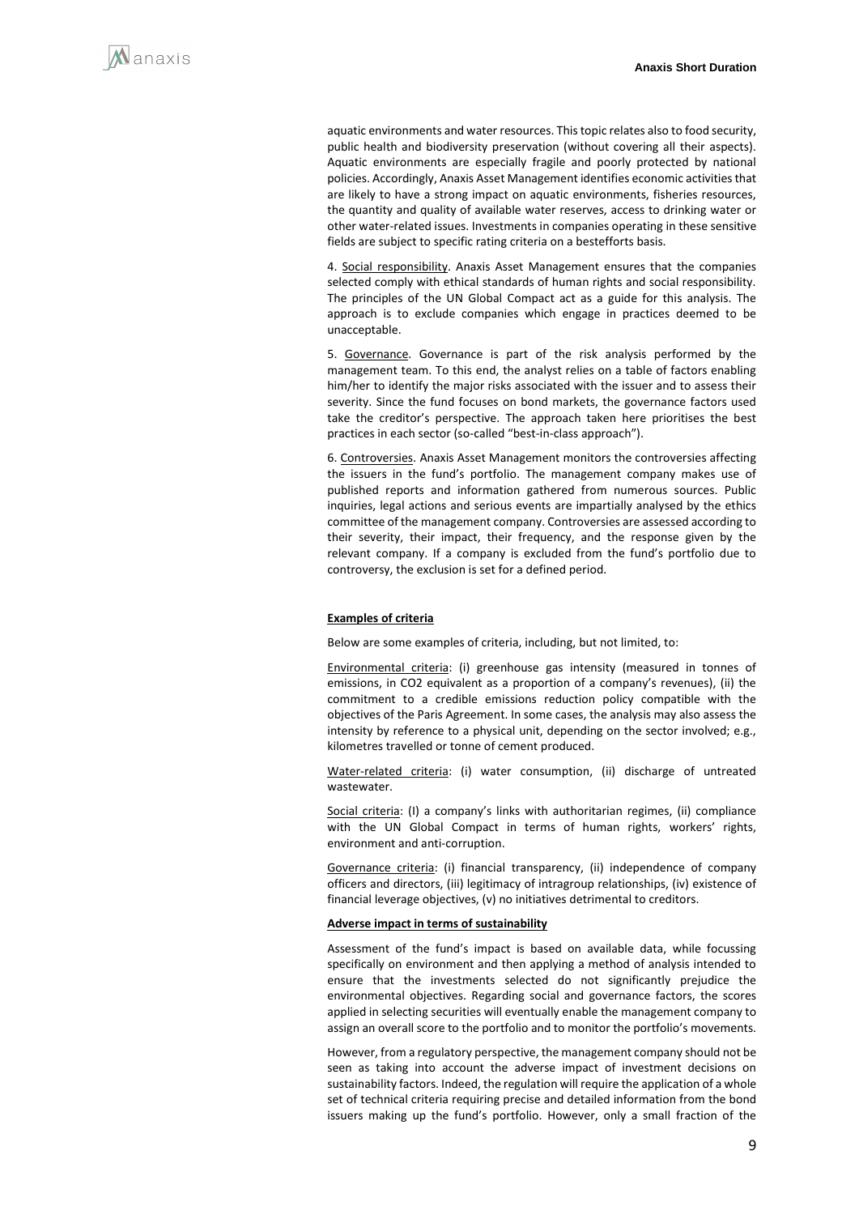aquatic environments and water resources. This topic relates also to food security, public health and biodiversity preservation (without covering all their aspects). Aquatic environments are especially fragile and poorly protected by national policies. Accordingly, Anaxis Asset Management identifies economic activities that are likely to have a strong impact on aquatic environments, fisheries resources, the quantity and quality of available water reserves, access to drinking water or other water-related issues. Investments in companies operating in these sensitive fields are subject to specific rating criteria on a bestefforts basis.

4. Social responsibility. Anaxis Asset Management ensures that the companies selected comply with ethical standards of human rights and social responsibility. The principles of the UN Global Compact act as a guide for this analysis. The approach is to exclude companies which engage in practices deemed to be unacceptable.

5. Governance. Governance is part of the risk analysis performed by the management team. To this end, the analyst relies on a table of factors enabling him/her to identify the major risks associated with the issuer and to assess their severity. Since the fund focuses on bond markets, the governance factors used take the creditor's perspective. The approach taken here prioritises the best practices in each sector (so-called "best-in-class approach").

6. Controversies. Anaxis Asset Management monitors the controversies affecting the issuers in the fund's portfolio. The management company makes use of published reports and information gathered from numerous sources. Public inquiries, legal actions and serious events are impartially analysed by the ethics committee of the management company. Controversies are assessed according to their severity, their impact, their frequency, and the response given by the relevant company. If a company is excluded from the fund's portfolio due to controversy, the exclusion is set for a defined period.

**Examples of criteria**

Below are some examples of criteria, including, but not limited, to:

Environmental criteria: (i) greenhouse gas intensity (measured in tonnes of emissions, in CO2 equivalent as a proportion of a company's revenues), (ii) the commitment to a credible emissions reduction policy compatible with the objectives of the Paris Agreement. In some cases, the analysis may also assess the intensity by reference to a physical unit, depending on the sector involved; e.g., kilometres travelled or tonne of cement produced.

Water-related criteria: (i) water consumption, (ii) discharge of untreated wastewater.

Social criteria: (I) a company's links with authoritarian regimes, (ii) compliance with the UN Global Compact in terms of human rights, workers' rights, environment and anti-corruption.

Governance criteria: (i) financial transparency, (ii) independence of company officers and directors, (iii) legitimacy of intragroup relationships, (iv) existence of financial leverage objectives, (v) no initiatives detrimental to creditors.

**Adverse impact in terms of sustainability**

Assessment of the fund's impact is based on available data, while focussing specifically on environment and then applying a method of analysis intended to ensure that the investments selected do not significantly prejudice the environmental objectives. Regarding social and governance factors, the scores applied in selecting securities will eventually enable the management company to assign an overall score to the portfolio and to monitor the portfolio's movements.

However, from a regulatory perspective, the management company should not be seen as taking into account the adverse impact of investment decisions on sustainability factors. Indeed, the regulation will require the application of a whole set of technical criteria requiring precise and detailed information from the bond issuers making up the fund's portfolio. However, only a small fraction of the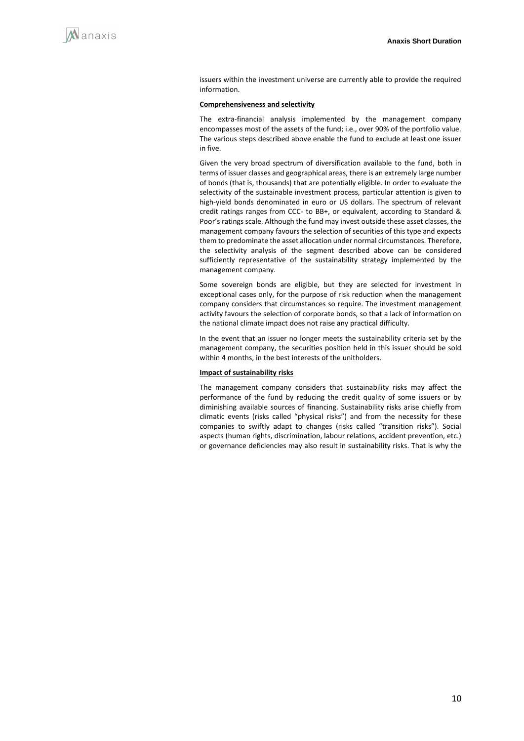issuers within the investment universe are currently able to provide the required information.

**Comprehensiveness and selectivity**

The extra-financial analysis implemented by the management company encompasses most of the assets of the fund; i.e., over 90% of the portfolio value. The various steps described above enable the fund to exclude at least one issuer in five.

Given the very broad spectrum of diversification available to the fund, both in terms of issuer classes and geographical areas, there is an extremely large number of bonds (that is, thousands) that are potentially eligible. In order to evaluate the selectivity of the sustainable investment process, particular attention is given to high-yield bonds denominated in euro or US dollars. The spectrum of relevant credit ratings ranges from CCC- to BB+, or equivalent, according to Standard & Poor's ratings scale. Although the fund may invest outside these asset classes, the management company favours the selection of securities of this type and expects them to predominate the asset allocation under normal circumstances. Therefore, the selectivity analysis of the segment described above can be considered sufficiently representative of the sustainability strategy implemented by the management company.

Some sovereign bonds are eligible, but they are selected for investment in exceptional cases only, for the purpose of risk reduction when the management company considers that circumstances so require. The investment management activity favours the selection of corporate bonds, so that a lack of information on the national climate impact does not raise any practical difficulty.

In the event that an issuer no longer meets the sustainability criteria set by the management company, the securities position held in this issuer should be sold within 4 months, in the best interests of the unitholders.

**Impact of sustainability risks**

The management company considers that sustainability risks may affect the performance of the fund by reducing the credit quality of some issuers or by diminishing available sources of financing. Sustainability risks arise chiefly from climatic events (risks called "physical risks") and from the necessity for these companies to swiftly adapt to changes (risks called "transition risks"). Social aspects (human rights, discrimination, labour relations, accident prevention, etc.) or governance deficiencies may also result in sustainability risks. That is why the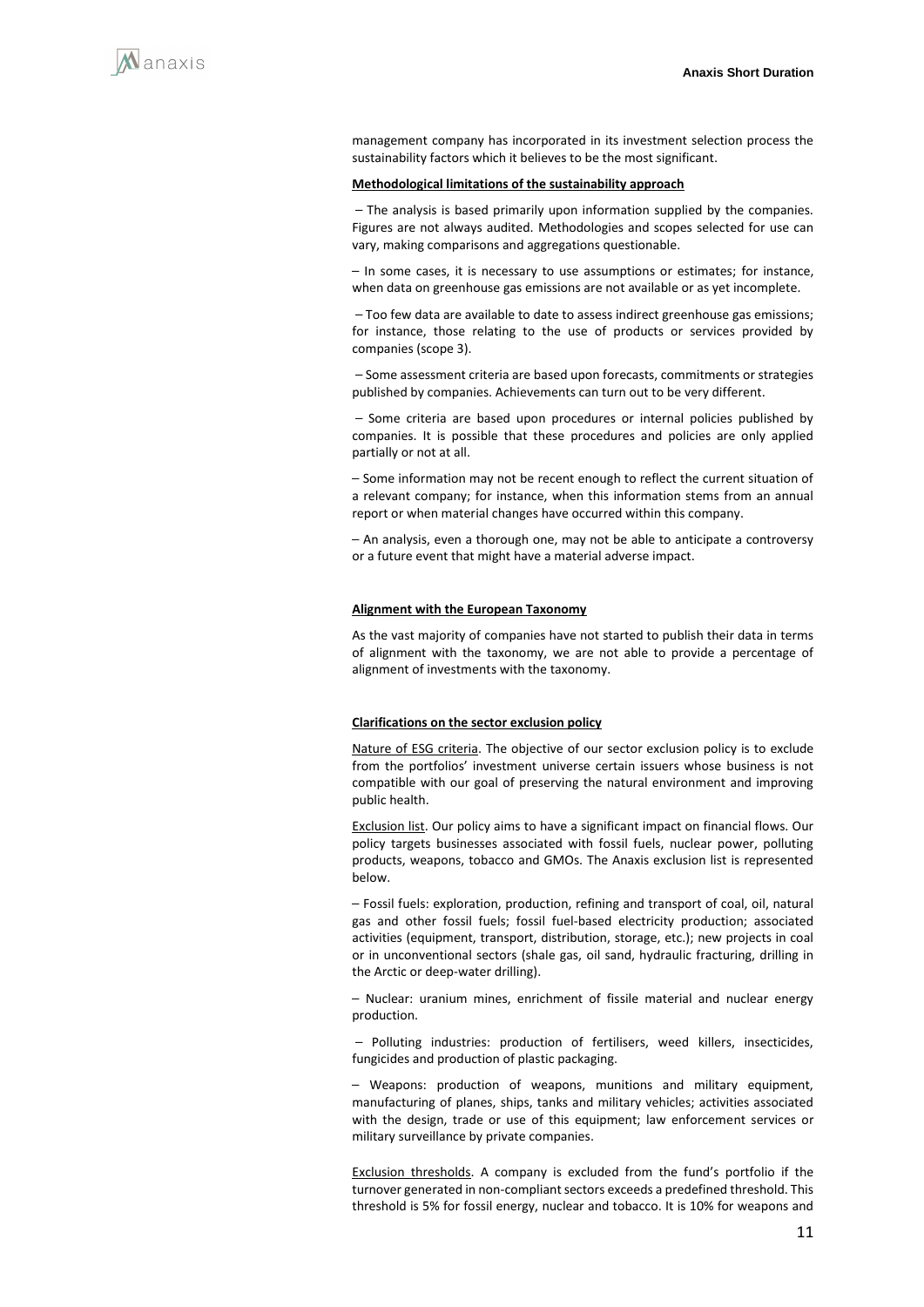management company has incorporated in its investment selection process the sustainability factors which it believes to be the most significant.

**Methodological limitations of the sustainability approach**

– The analysis is based primarily upon information supplied by the companies. Figures are not always audited. Methodologies and scopes selected for use can vary, making comparisons and aggregations questionable.

– In some cases, it is necessary to use assumptions or estimates; for instance, when data on greenhouse gas emissions are not available or as yet incomplete.

– Too few data are available to date to assess indirect greenhouse gas emissions; for instance, those relating to the use of products or services provided by companies (scope 3).

– Some assessment criteria are based upon forecasts, commitments or strategies published by companies. Achievements can turn out to be very different.

– Some criteria are based upon procedures or internal policies published by companies. It is possible that these procedures and policies are only applied partially or not at all.

– Some information may not be recent enough to reflect the current situation of a relevant company; for instance, when this information stems from an annual report or when material changes have occurred within this company.

– An analysis, even a thorough one, may not be able to anticipate a controversy or a future event that might have a material adverse impact.

**Alignment with the European Taxonomy**

As the vast majority of companies have not started to publish their data in terms of alignment with the taxonomy, we are not able to provide a percentage of alignment of investments with the taxonomy.

**Clarifications on the sector exclusion policy**

Nature of ESG criteria. The objective of our sector exclusion policy is to exclude from the portfolios' investment universe certain issuers whose business is not compatible with our goal of preserving the natural environment and improving public health.

Exclusion list. Our policy aims to have a significant impact on financial flows. Our policy targets businesses associated with fossil fuels, nuclear power, polluting products, weapons, tobacco and GMOs. The Anaxis exclusion list is represented below.

– Fossil fuels: exploration, production, refining and transport of coal, oil, natural gas and other fossil fuels; fossil fuel-based electricity production; associated activities (equipment, transport, distribution, storage, etc.); new projects in coal or in unconventional sectors (shale gas, oil sand, hydraulic fracturing, drilling in the Arctic or deep-water drilling).

– Nuclear: uranium mines, enrichment of fissile material and nuclear energy production.

– Polluting industries: production of fertilisers, weed killers, insecticides, fungicides and production of plastic packaging.

– Weapons: production of weapons, munitions and military equipment, manufacturing of planes, ships, tanks and military vehicles; activities associated with the design, trade or use of this equipment; law enforcement services or military surveillance by private companies.

Exclusion thresholds. A company is excluded from the fund's portfolio if the turnover generated in non-compliant sectors exceeds a predefined threshold. This threshold is 5% for fossil energy, nuclear and tobacco. It is 10% for weapons and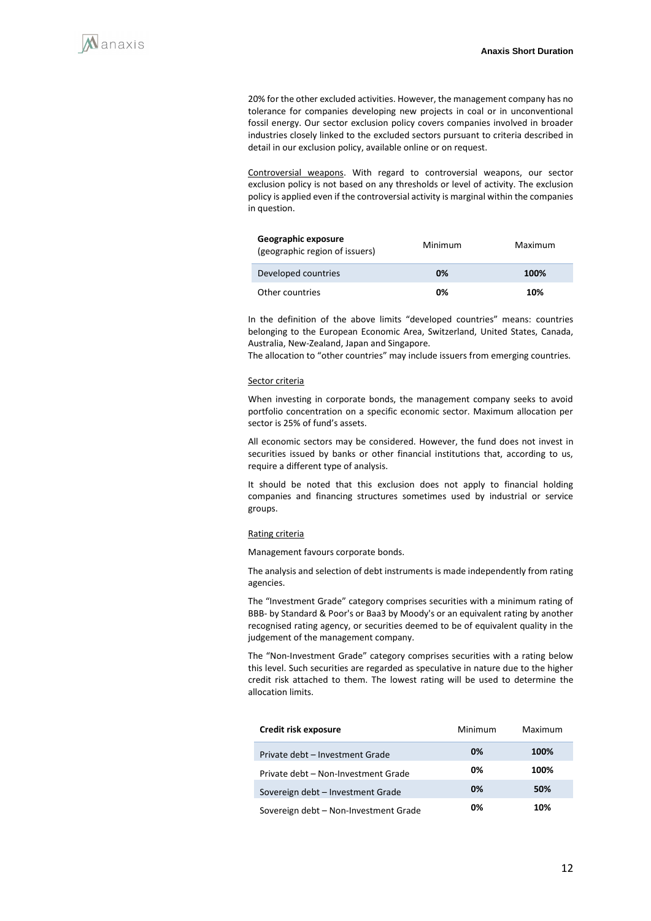20% for the other excluded activities. However, the management company has no tolerance for companies developing new projects in coal or in unconventional fossil energy. Our sector exclusion policy covers companies involved in broader industries closely linked to the excluded sectors pursuant to criteria described in detail in our exclusion policy, available online or on request.

Controversial weapons. With regard to controversial weapons, our sector exclusion policy is not based on any thresholds or level of activity. The exclusion policy is applied even if the controversial activity is marginal within the companies in question.

| **Geographic exposure** (geographic region of issuers) | Minimum | Maximum |
|---|---|---|
| Developed countries | **0%** | **100%** |
| Other countries | **0%** | **10%** |

In the definition of the above limits "developed countries" means: countries belonging to the European Economic Area, Switzerland, United States, Canada, Australia, New-Zealand, Japan and Singapore.
The allocation to "other countries" may include issuers from emerging countries.

Sector criteria

When investing in corporate bonds, the management company seeks to avoid portfolio concentration on a specific economic sector. Maximum allocation per sector is 25% of fund's assets.

All economic sectors may be considered. However, the fund does not invest in securities issued by banks or other financial institutions that, according to us, require a different type of analysis.

It should be noted that this exclusion does not apply to financial holding companies and financing structures sometimes used by industrial or service groups.

Rating criteria

Management favours corporate bonds.

The analysis and selection of debt instruments is made independently from rating agencies.

The "Investment Grade" category comprises securities with a minimum rating of BBB- by Standard & Poor's or Baa3 by Moody's or an equivalent rating by another recognised rating agency, or securities deemed to be of equivalent quality in the judgement of the management company.

The "Non-Investment Grade" category comprises securities with a rating below this level. Such securities are regarded as speculative in nature due to the higher credit risk attached to them. The lowest rating will be used to determine the allocation limits.

| **Credit risk exposure** | Minimum | Maximum |
|---|---|---|
| Private debt – Investment Grade | **0%** | **100%** |
| Private debt – Non-Investment Grade | **0%** | **100%** |
| Sovereign debt – Investment Grade | **0%** | **50%** |
| Sovereign debt – Non-Investment Grade | **0%** | **10%** |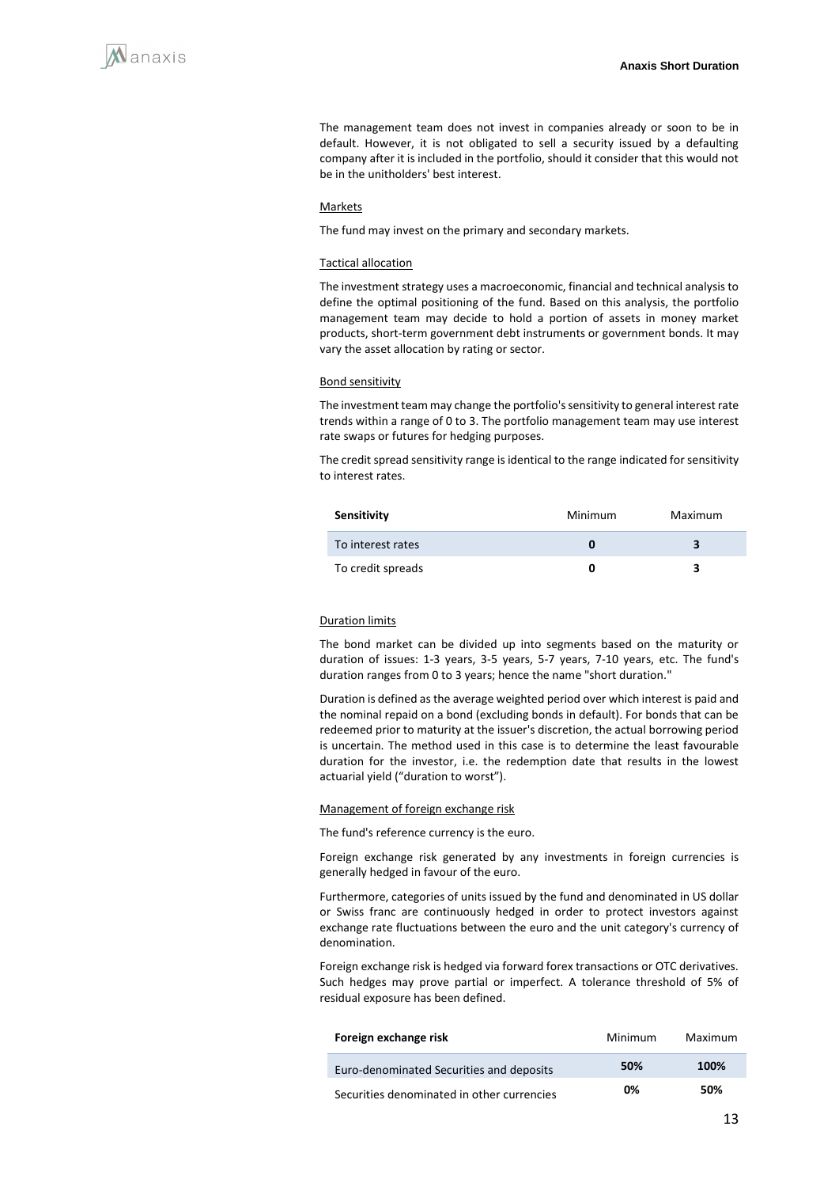The management team does not invest in companies already or soon to be in default. However, it is not obligated to sell a security issued by a defaulting company after it is included in the portfolio, should it consider that this would not be in the unitholders' best interest.

Markets

The fund may invest on the primary and secondary markets.

Tactical allocation

The investment strategy uses a macroeconomic, financial and technical analysis to define the optimal positioning of the fund. Based on this analysis, the portfolio management team may decide to hold a portion of assets in money market products, short-term government debt instruments or government bonds. It may vary the asset allocation by rating or sector.

Bond sensitivity

The investment team may change the portfolio's sensitivity to general interest rate trends within a range of 0 to 3. The portfolio management team may use interest rate swaps or futures for hedging purposes.

The credit spread sensitivity range is identical to the range indicated for sensitivity to interest rates.

| **Sensitivity** | Minimum | Maximum |
|---|---|---|
| To interest rates | **0** | **3** |
| To credit spreads | **0** | **3** |

Duration limits

The bond market can be divided up into segments based on the maturity or duration of issues: 1-3 years, 3-5 years, 5-7 years, 7-10 years, etc. The fund's duration ranges from 0 to 3 years; hence the name "short duration."

Duration is defined as the average weighted period over which interest is paid and the nominal repaid on a bond (excluding bonds in default). For bonds that can be redeemed prior to maturity at the issuer's discretion, the actual borrowing period is uncertain. The method used in this case is to determine the least favourable duration for the investor, i.e. the redemption date that results in the lowest actuarial yield ("duration to worst").

Management of foreign exchange risk

The fund's reference currency is the euro.

Foreign exchange risk generated by any investments in foreign currencies is generally hedged in favour of the euro.

Furthermore, categories of units issued by the fund and denominated in US dollar or Swiss franc are continuously hedged in order to protect investors against exchange rate fluctuations between the euro and the unit category's currency of denomination.

Foreign exchange risk is hedged via forward forex transactions or OTC derivatives. Such hedges may prove partial or imperfect. A tolerance threshold of 5% of residual exposure has been defined.

| **Foreign exchange risk** | Minimum | Maximum |
|---|---|---|
| Euro-denominated Securities and deposits | **50%** | **100%** |
| Securities denominated in other currencies | **0%** | **50%** |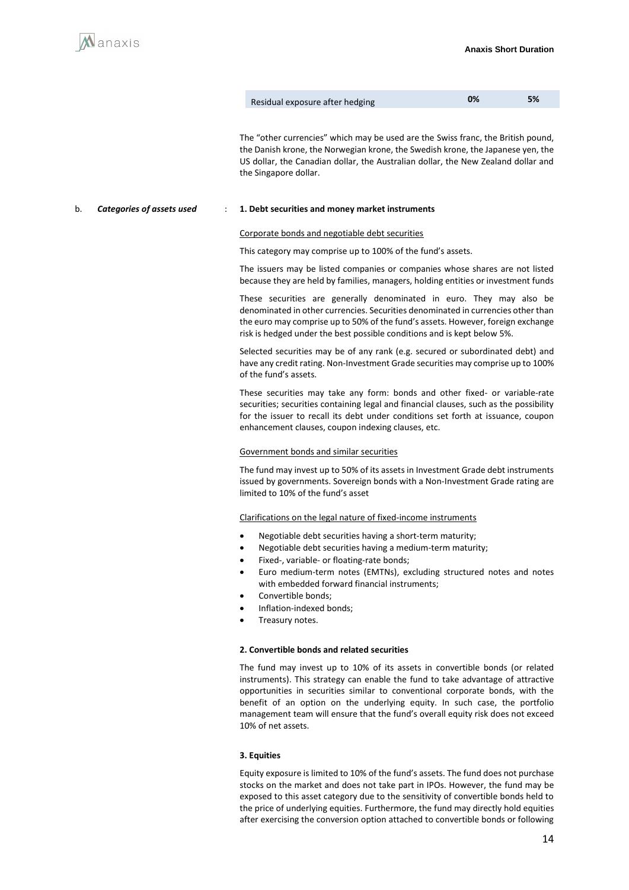| Residual exposure after hedging | 0% | 5% |
|---|---|---|

The “other currencies” which may be used are the Swiss franc, the British pound, the Danish krone, the Norwegian krone, the Swedish krone, the Japanese yen, the US dollar, the Canadian dollar, the Australian dollar, the New Zealand dollar and the Singapore dollar.

b. ***Categories of assets used*** : **1. Debt securities and money market instruments**

Corporate bonds and negotiable debt securities

This category may comprise up to 100% of the fund’s assets.

The issuers may be listed companies or companies whose shares are not listed because they are held by families, managers, holding entities or investment funds

These securities are generally denominated in euro. They may also be denominated in other currencies. Securities denominated in currencies other than the euro may comprise up to 50% of the fund’s assets. However, foreign exchange risk is hedged under the best possible conditions and is kept below 5%.

Selected securities may be of any rank (e.g. secured or subordinated debt) and have any credit rating. Non-Investment Grade securities may comprise up to 100% of the fund’s assets.

These securities may take any form: bonds and other fixed- or variable-rate securities; securities containing legal and financial clauses, such as the possibility for the issuer to recall its debt under conditions set forth at issuance, coupon enhancement clauses, coupon indexing clauses, etc.

Government bonds and similar securities

The fund may invest up to 50% of its assets in Investment Grade debt instruments issued by governments. Sovereign bonds with a Non-Investment Grade rating are limited to 10% of the fund’s asset

Clarifications on the legal nature of fixed-income instruments

- Negotiable debt securities having a short-term maturity;
- Negotiable debt securities having a medium-term maturity;
- Fixed-, variable- or floating-rate bonds;
- Euro medium-term notes (EMTNs), excluding structured notes and notes with embedded forward financial instruments;
- Convertible bonds;
- Inflation-indexed bonds;
- Treasury notes.

**2. Convertible bonds and related securities**

The fund may invest up to 10% of its assets in convertible bonds (or related instruments). This strategy can enable the fund to take advantage of attractive opportunities in securities similar to conventional corporate bonds, with the benefit of an option on the underlying equity. In such case, the portfolio management team will ensure that the fund’s overall equity risk does not exceed 10% of net assets.

**3. Equities**

Equity exposure is limited to 10% of the fund’s assets. The fund does not purchase stocks on the market and does not take part in IPOs. However, the fund may be exposed to this asset category due to the sensitivity of convertible bonds held to the price of underlying equities. Furthermore, the fund may directly hold equities after exercising the conversion option attached to convertible bonds or following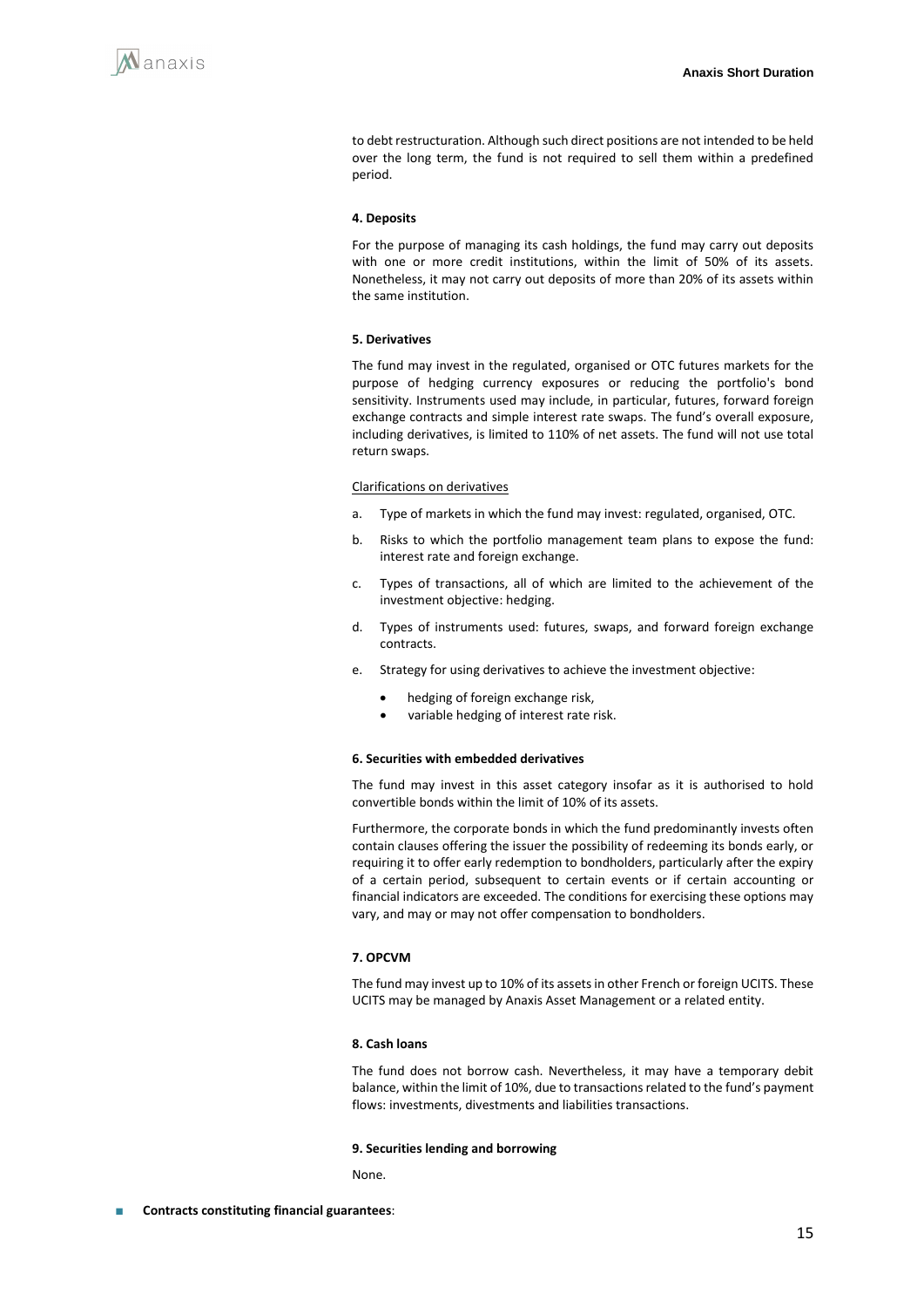to debt restructuration. Although such direct positions are not intended to be held over the long term, the fund is not required to sell them within a predefined period.

**4. Deposits**

For the purpose of managing its cash holdings, the fund may carry out deposits with one or more credit institutions, within the limit of 50% of its assets. Nonetheless, it may not carry out deposits of more than 20% of its assets within the same institution.

**5. Derivatives**

The fund may invest in the regulated, organised or OTC futures markets for the purpose of hedging currency exposures or reducing the portfolio's bond sensitivity. Instruments used may include, in particular, futures, forward foreign exchange contracts and simple interest rate swaps. The fund's overall exposure, including derivatives, is limited to 110% of net assets. The fund will not use total return swaps.

<u>Clarifications on derivatives</u>

a. Type of markets in which the fund may invest: regulated, organised, OTC.

b. Risks to which the portfolio management team plans to expose the fund: interest rate and foreign exchange.

c. Types of transactions, all of which are limited to the achievement of the investment objective: hedging.

d. Types of instruments used: futures, swaps, and forward foreign exchange contracts.

e. Strategy for using derivatives to achieve the investment objective:
   - hedging of foreign exchange risk,
   - variable hedging of interest rate risk.

**6. Securities with embedded derivatives**

The fund may invest in this asset category insofar as it is authorised to hold convertible bonds within the limit of 10% of its assets.

Furthermore, the corporate bonds in which the fund predominantly invests often contain clauses offering the issuer the possibility of redeeming its bonds early, or requiring it to offer early redemption to bondholders, particularly after the expiry of a certain period, subsequent to certain events or if certain accounting or financial indicators are exceeded. The conditions for exercising these options may vary, and may or may not offer compensation to bondholders.

**7. OPCVM**

The fund may invest up to 10% of its assets in other French or foreign UCITS. These UCITS may be managed by Anaxis Asset Management or a related entity.

**8. Cash loans**

The fund does not borrow cash. Nevertheless, it may have a temporary debit balance, within the limit of 10%, due to transactions related to the fund's payment flows: investments, divestments and liabilities transactions.

**9. Securities lending and borrowing**

None.

- **Contracts constituting financial guarantees**: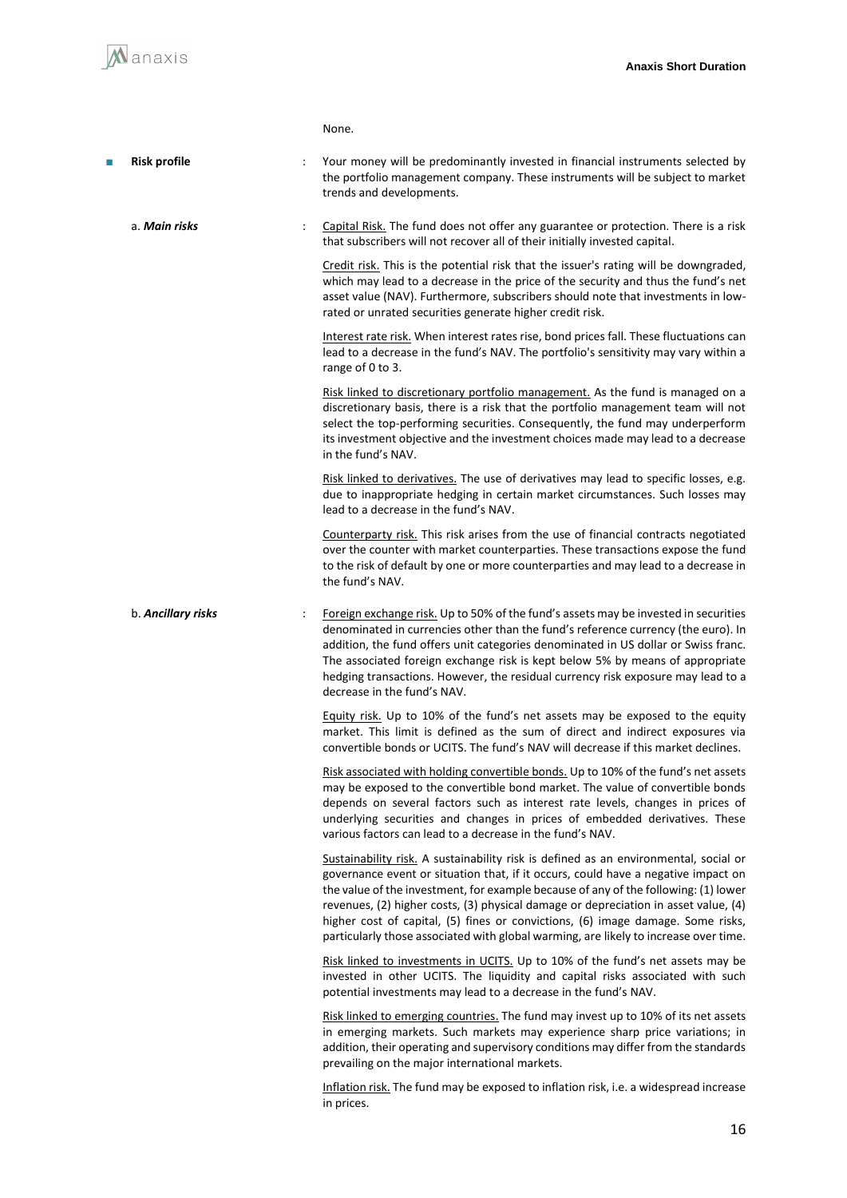None.

- **Risk profile** : Your money will be predominantly invested in financial instruments selected by the portfolio management company. These instruments will be subject to market trends and developments.

a. ***Main risks*** :

Capital Risk. The fund does not offer any guarantee or protection. There is a risk that subscribers will not recover all of their initially invested capital.

Credit risk. This is the potential risk that the issuer's rating will be downgraded, which may lead to a decrease in the price of the security and thus the fund's net asset value (NAV). Furthermore, subscribers should note that investments in low-rated or unrated securities generate higher credit risk.

Interest rate risk. When interest rates rise, bond prices fall. These fluctuations can lead to a decrease in the fund's NAV. The portfolio's sensitivity may vary within a range of 0 to 3.

Risk linked to discretionary portfolio management. As the fund is managed on a discretionary basis, there is a risk that the portfolio management team will not select the top-performing securities. Consequently, the fund may underperform its investment objective and the investment choices made may lead to a decrease in the fund's NAV.

Risk linked to derivatives. The use of derivatives may lead to specific losses, e.g. due to inappropriate hedging in certain market circumstances. Such losses may lead to a decrease in the fund's NAV.

Counterparty risk. This risk arises from the use of financial contracts negotiated over the counter with market counterparties. These transactions expose the fund to the risk of default by one or more counterparties and may lead to a decrease in the fund's NAV.

b. ***Ancillary risks*** :

Foreign exchange risk. Up to 50% of the fund's assets may be invested in securities denominated in currencies other than the fund's reference currency (the euro). In addition, the fund offers unit categories denominated in US dollar or Swiss franc. The associated foreign exchange risk is kept below 5% by means of appropriate hedging transactions. However, the residual currency risk exposure may lead to a decrease in the fund's NAV.

Equity risk. Up to 10% of the fund's net assets may be exposed to the equity market. This limit is defined as the sum of direct and indirect exposures via convertible bonds or UCITS. The fund's NAV will decrease if this market declines.

Risk associated with holding convertible bonds. Up to 10% of the fund's net assets may be exposed to the convertible bond market. The value of convertible bonds depends on several factors such as interest rate levels, changes in prices of underlying securities and changes in prices of embedded derivatives. These various factors can lead to a decrease in the fund's NAV.

Sustainability risk. A sustainability risk is defined as an environmental, social or governance event or situation that, if it occurs, could have a negative impact on the value of the investment, for example because of any of the following: (1) lower revenues, (2) higher costs, (3) physical damage or depreciation in asset value, (4) higher cost of capital, (5) fines or convictions, (6) image damage. Some risks, particularly those associated with global warming, are likely to increase over time.

Risk linked to investments in UCITS. Up to 10% of the fund's net assets may be invested in other UCITS. The liquidity and capital risks associated with such potential investments may lead to a decrease in the fund's NAV.

Risk linked to emerging countries. The fund may invest up to 10% of its net assets in emerging markets. Such markets may experience sharp price variations; in addition, their operating and supervisory conditions may differ from the standards prevailing on the major international markets.

Inflation risk. The fund may be exposed to inflation risk, i.e. a widespread increase in prices.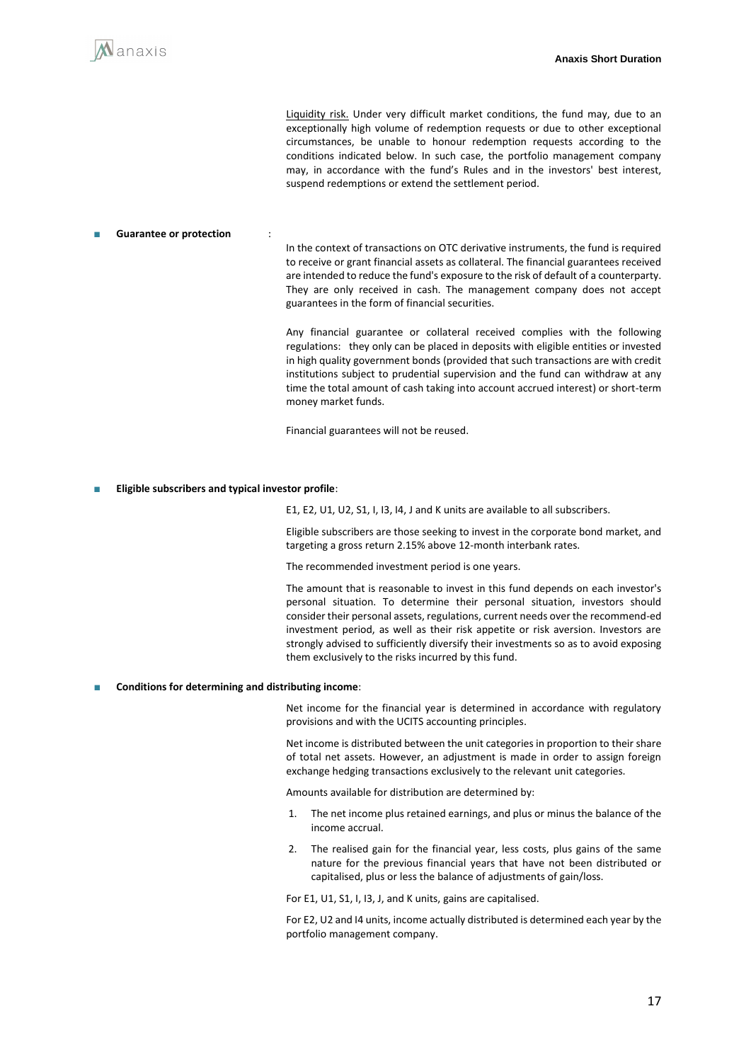Liquidity risk. Under very difficult market conditions, the fund may, due to an exceptionally high volume of redemption requests or due to other exceptional circumstances, be unable to honour redemption requests according to the conditions indicated below. In such case, the portfolio management company may, in accordance with the fund's Rules and in the investors' best interest, suspend redemptions or extend the settlement period.

- **Guarantee or protection** :

In the context of transactions on OTC derivative instruments, the fund is required to receive or grant financial assets as collateral. The financial guarantees received are intended to reduce the fund's exposure to the risk of default of a counterparty. They are only received in cash. The management company does not accept guarantees in the form of financial securities.

Any financial guarantee or collateral received complies with the following regulations: they only can be placed in deposits with eligible entities or invested in high quality government bonds (provided that such transactions are with credit institutions subject to prudential supervision and the fund can withdraw at any time the total amount of cash taking into account accrued interest) or short-term money market funds.

Financial guarantees will not be reused.

- **Eligible subscribers and typical investor profile**:

E1, E2, U1, U2, S1, I, I3, I4, J and K units are available to all subscribers.

Eligible subscribers are those seeking to invest in the corporate bond market, and targeting a gross return 2.15% above 12-month interbank rates.

The recommended investment period is one years.

The amount that is reasonable to invest in this fund depends on each investor's personal situation. To determine their personal situation, investors should consider their personal assets, regulations, current needs over the recommend-ed investment period, as well as their risk appetite or risk aversion. Investors are strongly advised to sufficiently diversify their investments so as to avoid exposing them exclusively to the risks incurred by this fund.

- **Conditions for determining and distributing income**:

Net income for the financial year is determined in accordance with regulatory provisions and with the UCITS accounting principles.

Net income is distributed between the unit categories in proportion to their share of total net assets. However, an adjustment is made in order to assign foreign exchange hedging transactions exclusively to the relevant unit categories.

Amounts available for distribution are determined by:

1. The net income plus retained earnings, and plus or minus the balance of the income accrual.
2. The realised gain for the financial year, less costs, plus gains of the same nature for the previous financial years that have not been distributed or capitalised, plus or less the balance of adjustments of gain/loss.

For E1, U1, S1, I, I3, J, and K units, gains are capitalised.

For E2, U2 and I4 units, income actually distributed is determined each year by the portfolio management company.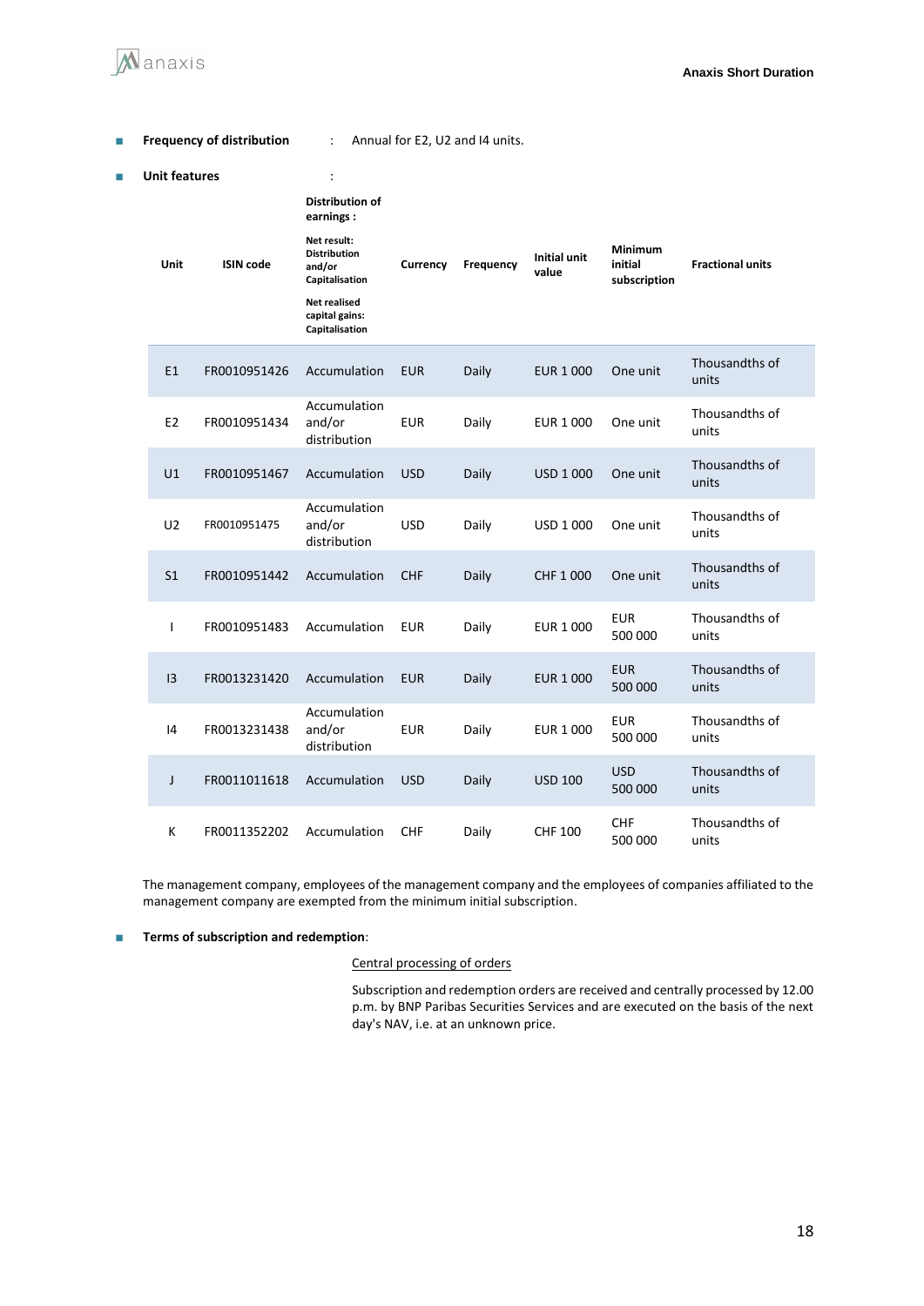- **Frequency of distribution** : Annual for E2, U2 and I4 units.

- **Unit features** :

| Unit | ISIN code | Distribution of earnings : Net result: Distribution and/or Capitalisation Net realised capital gains: Capitalisation | Currency | Frequency | Initial unit value | Minimum initial subscription | Fractional units |
|---|---|---|---|---|---|---|---|
| E1 | FR0010951426 | Accumulation | EUR | Daily | EUR 1 000 | One unit | Thousandths of units |
| E2 | FR0010951434 | Accumulation and/or distribution | EUR | Daily | EUR 1 000 | One unit | Thousandths of units |
| U1 | FR0010951467 | Accumulation | USD | Daily | USD 1 000 | One unit | Thousandths of units |
| U2 | FR0010951475 | Accumulation and/or distribution | USD | Daily | USD 1 000 | One unit | Thousandths of units |
| S1 | FR0010951442 | Accumulation | CHF | Daily | CHF 1 000 | One unit | Thousandths of units |
| I | FR0010951483 | Accumulation | EUR | Daily | EUR 1 000 | EUR 500 000 | Thousandths of units |
| I3 | FR0013231420 | Accumulation | EUR | Daily | EUR 1 000 | EUR 500 000 | Thousandths of units |
| I4 | FR0013231438 | Accumulation and/or distribution | EUR | Daily | EUR 1 000 | EUR 500 000 | Thousandths of units |
| J | FR0011011618 | Accumulation | USD | Daily | USD 100 | USD 500 000 | Thousandths of units |
| K | FR0011352202 | Accumulation | CHF | Daily | CHF 100 | CHF 500 000 | Thousandths of units |

The management company, employees of the management company and the employees of companies affiliated to the management company are exempted from the minimum initial subscription.

- **Terms of subscription and redemption**:

Central processing of orders

Subscription and redemption orders are received and centrally processed by 12.00 p.m. by BNP Paribas Securities Services and are executed on the basis of the next day's NAV, i.e. at an unknown price.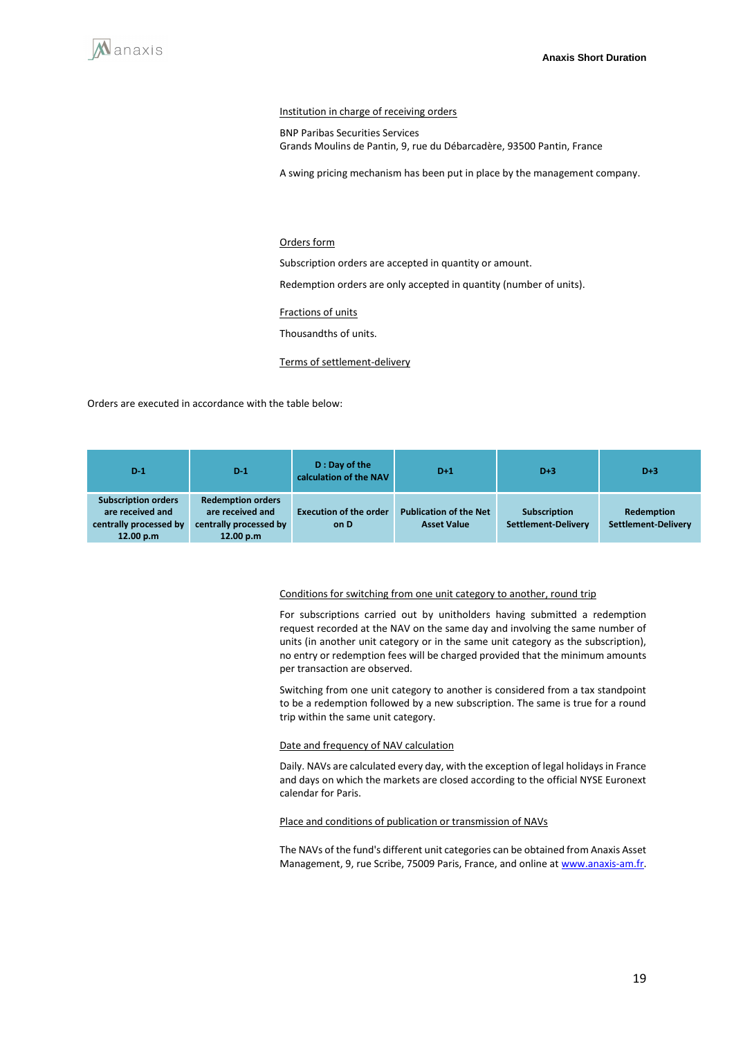Institution in charge of receiving orders

BNP Paribas Securities Services
Grands Moulins de Pantin, 9, rue du Débarcadère, 93500 Pantin, France

A swing pricing mechanism has been put in place by the management company.

Orders form

Subscription orders are accepted in quantity or amount.

Redemption orders are only accepted in quantity (number of units).

Fractions of units

Thousandths of units.

Terms of settlement-delivery

Orders are executed in accordance with the table below:

| D-1 | D-1 | D : Day of the calculation of the NAV | D+1 | D+3 | D+3 |
|---|---|---|---|---|---|
| Subscription orders are received and centrally processed by 12.00 p.m | Redemption orders are received and centrally processed by 12.00 p.m | Execution of the order on D | Publication of the Net Asset Value | Subscription Settlement-Delivery | Redemption Settlement-Delivery |

Conditions for switching from one unit category to another, round trip

For subscriptions carried out by unitholders having submitted a redemption request recorded at the NAV on the same day and involving the same number of units (in another unit category or in the same unit category as the subscription), no entry or redemption fees will be charged provided that the minimum amounts per transaction are observed.

Switching from one unit category to another is considered from a tax standpoint to be a redemption followed by a new subscription. The same is true for a round trip within the same unit category.

Date and frequency of NAV calculation

Daily. NAVs are calculated every day, with the exception of legal holidays in France and days on which the markets are closed according to the official NYSE Euronext calendar for Paris.

Place and conditions of publication or transmission of NAVs

The NAVs of the fund's different unit categories can be obtained from Anaxis Asset Management, 9, rue Scribe, 75009 Paris, France, and online at www.anaxis-am.fr.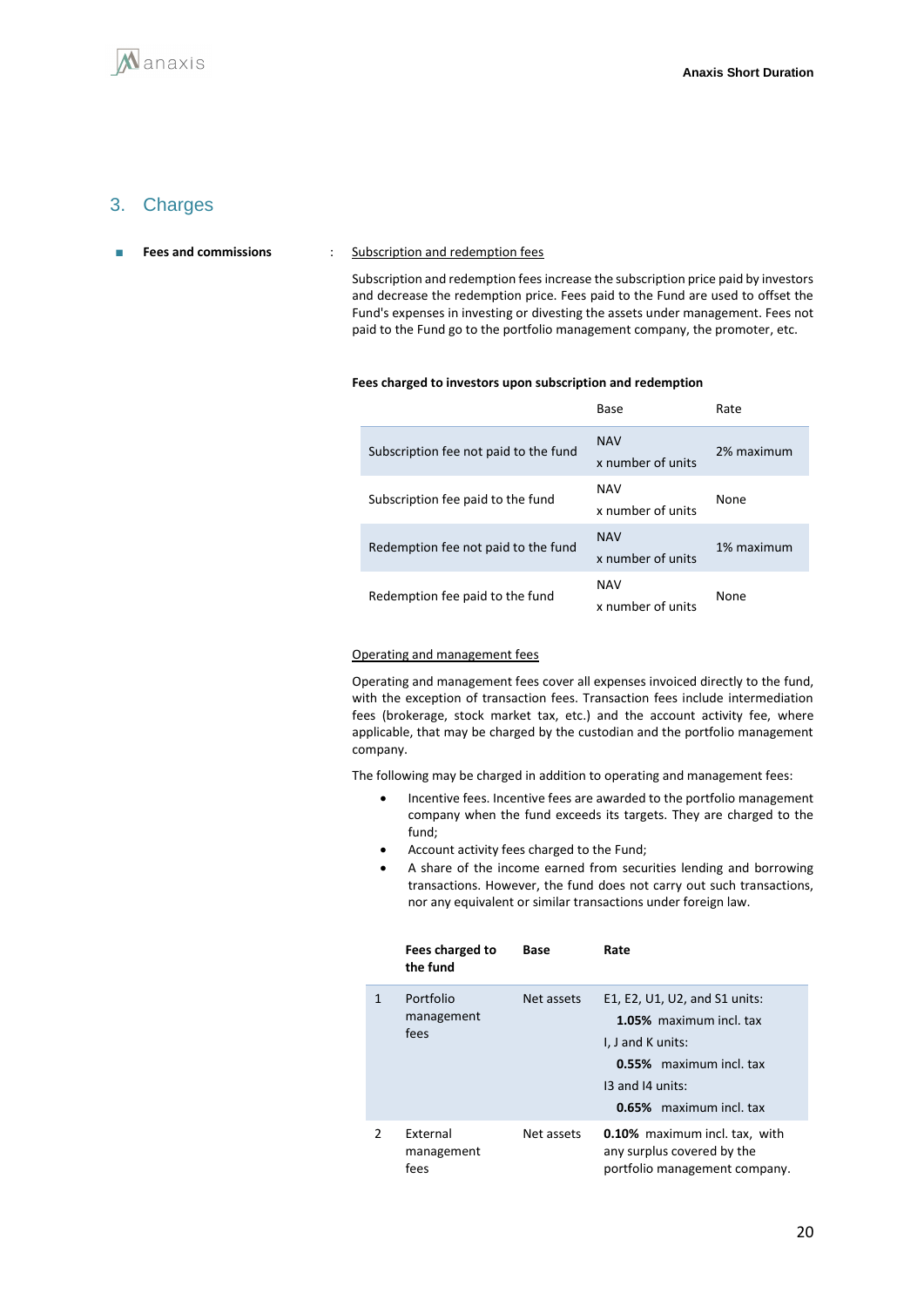## 3. Charges

- **Fees and commissions** : Subscription and redemption fees

Subscription and redemption fees increase the subscription price paid by investors and decrease the redemption price. Fees paid to the Fund are used to offset the Fund's expenses in investing or divesting the assets under management. Fees not paid to the Fund go to the portfolio management company, the promoter, etc.

**Fees charged to investors upon subscription and redemption**

| | Base | Rate |
|---|---|---|
| Subscription fee not paid to the fund | NAV x number of units | 2% maximum |
| Subscription fee paid to the fund | NAV x number of units | None |
| Redemption fee not paid to the fund | NAV x number of units | 1% maximum |
| Redemption fee paid to the fund | NAV x number of units | None |

Operating and management fees

Operating and management fees cover all expenses invoiced directly to the fund, with the exception of transaction fees. Transaction fees include intermediation fees (brokerage, stock market tax, etc.) and the account activity fee, where applicable, that may be charged by the custodian and the portfolio management company.

The following may be charged in addition to operating and management fees:

- Incentive fees. Incentive fees are awarded to the portfolio management company when the fund exceeds its targets. They are charged to the fund;
- Account activity fees charged to the Fund;
- A share of the income earned from securities lending and borrowing transactions. However, the fund does not carry out such transactions, nor any equivalent or similar transactions under foreign law.

| | **Fees charged to the fund** | **Base** | **Rate** |
|---|---|---|---|
| 1 | Portfolio management fees | Net assets | E1, E2, U1, U2, and S1 units: **1.05%** maximum incl. tax<br>I, J and K units: **0.55%** maximum incl. tax<br>I3 and I4 units: **0.65%** maximum incl. tax |
| 2 | External management fees | Net assets | **0.10%** maximum incl. tax, with any surplus covered by the portfolio management company. |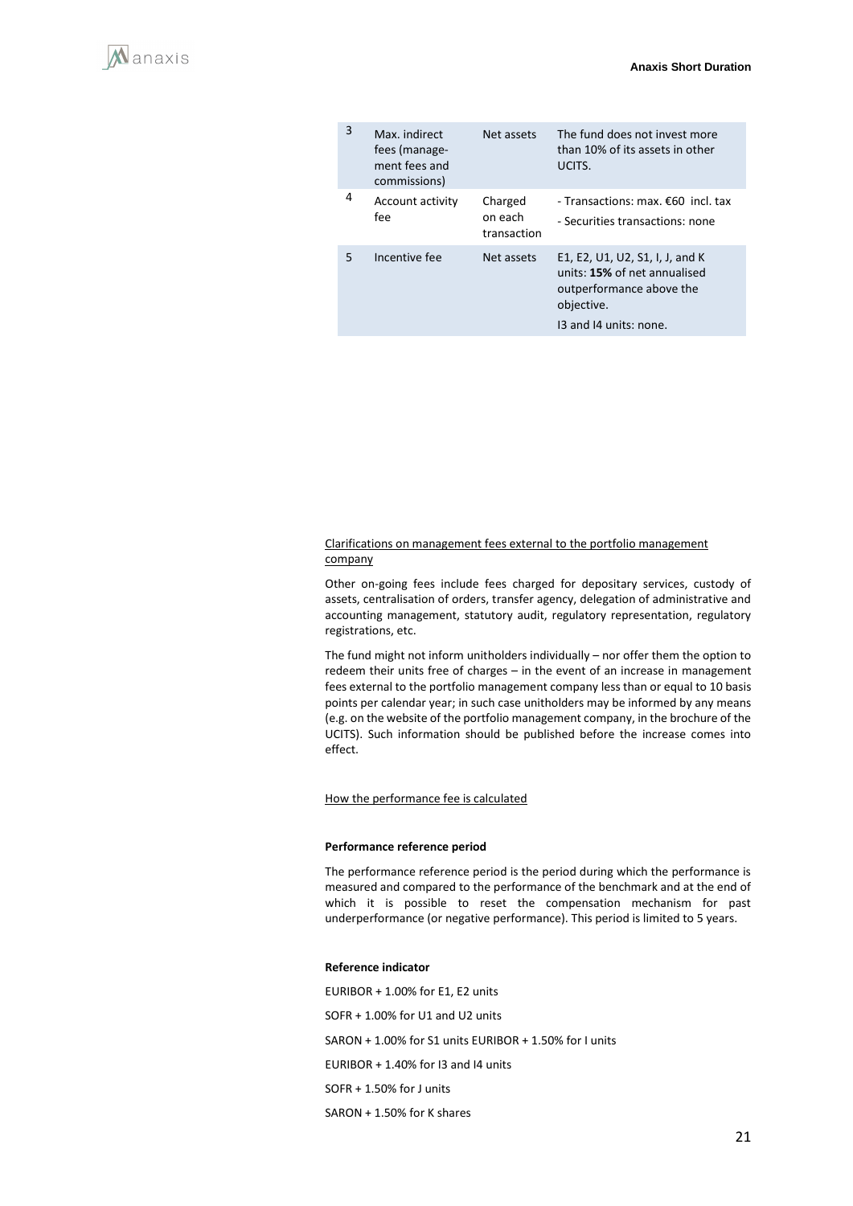| 3 | Max. indirect fees (management fees and commissions) | Net assets | The fund does not invest more than 10% of its assets in other UCITS. |
|---|---|---|---|
| 4 | Account activity fee | Charged on each transaction | - Transactions: max. €60 incl. tax<br>- Securities transactions: none |
| 5 | Incentive fee | Net assets | E1, E2, U1, U2, S1, I, J, and K units: **15%** of net annualised outperformance above the objective.<br>I3 and I4 units: none. |

Clarifications on management fees external to the portfolio management company

Other on-going fees include fees charged for depositary services, custody of assets, centralisation of orders, transfer agency, delegation of administrative and accounting management, statutory audit, regulatory representation, regulatory registrations, etc.

The fund might not inform unitholders individually – nor offer them the option to redeem their units free of charges – in the event of an increase in management fees external to the portfolio management company less than or equal to 10 basis points per calendar year; in such case unitholders may be informed by any means (e.g. on the website of the portfolio management company, in the brochure of the UCITS). Such information should be published before the increase comes into effect.

How the performance fee is calculated

**Performance reference period**

The performance reference period is the period during which the performance is measured and compared to the performance of the benchmark and at the end of which it is possible to reset the compensation mechanism for past underperformance (or negative performance). This period is limited to 5 years.

**Reference indicator**

EURIBOR + 1.00% for E1, E2 units

SOFR + 1.00% for U1 and U2 units

SARON + 1.00% for S1 units EURIBOR + 1.50% for I units

EURIBOR + 1.40% for I3 and I4 units

SOFR + 1.50% for J units

SARON + 1.50% for K shares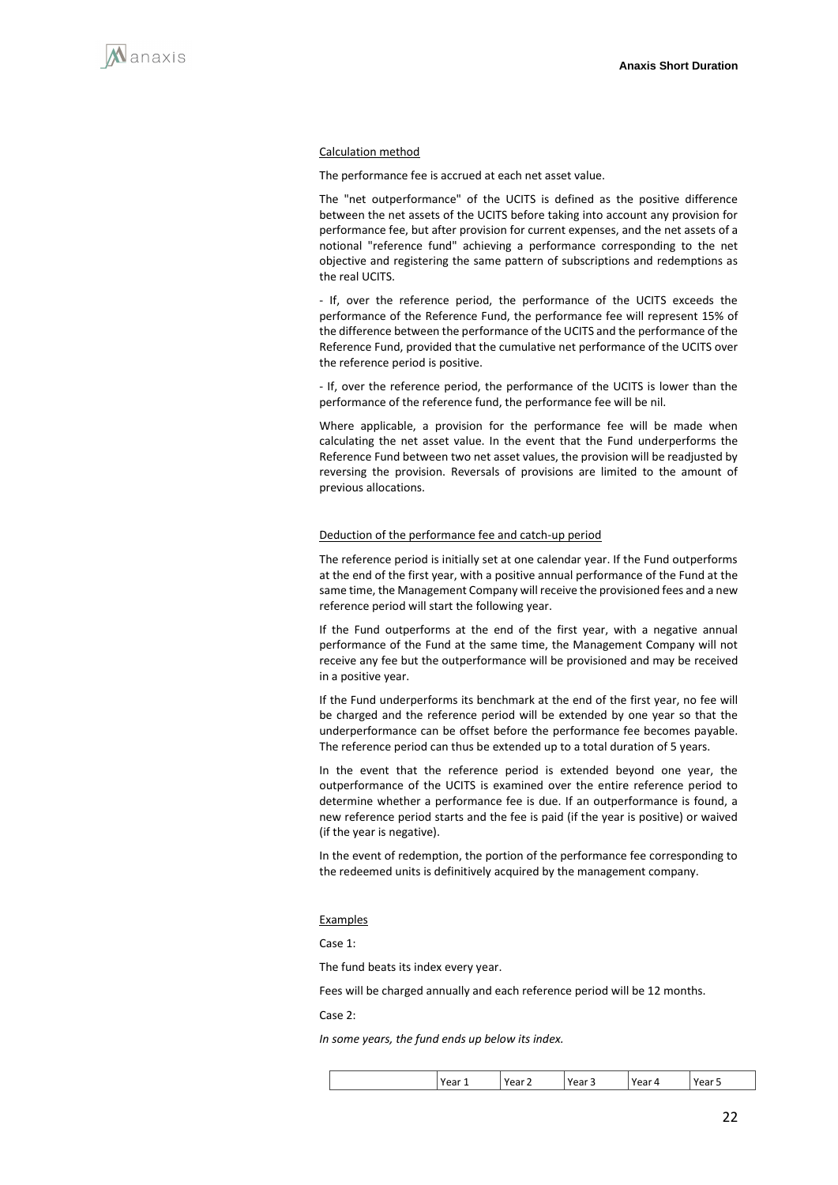Calculation method

The performance fee is accrued at each net asset value.

The "net outperformance" of the UCITS is defined as the positive difference between the net assets of the UCITS before taking into account any provision for performance fee, but after provision for current expenses, and the net assets of a notional "reference fund" achieving a performance corresponding to the net objective and registering the same pattern of subscriptions and redemptions as the real UCITS.

- If, over the reference period, the performance of the UCITS exceeds the performance of the Reference Fund, the performance fee will represent 15% of the difference between the performance of the UCITS and the performance of the Reference Fund, provided that the cumulative net performance of the UCITS over the reference period is positive.

- If, over the reference period, the performance of the UCITS is lower than the performance of the reference fund, the performance fee will be nil.

Where applicable, a provision for the performance fee will be made when calculating the net asset value. In the event that the Fund underperforms the Reference Fund between two net asset values, the provision will be readjusted by reversing the provision. Reversals of provisions are limited to the amount of previous allocations.

Deduction of the performance fee and catch-up period

The reference period is initially set at one calendar year. If the Fund outperforms at the end of the first year, with a positive annual performance of the Fund at the same time, the Management Company will receive the provisioned fees and a new reference period will start the following year.

If the Fund outperforms at the end of the first year, with a negative annual performance of the Fund at the same time, the Management Company will not receive any fee but the outperformance will be provisioned and may be received in a positive year.

If the Fund underperforms its benchmark at the end of the first year, no fee will be charged and the reference period will be extended by one year so that the underperformance can be offset before the performance fee becomes payable. The reference period can thus be extended up to a total duration of 5 years.

In the event that the reference period is extended beyond one year, the outperformance of the UCITS is examined over the entire reference period to determine whether a performance fee is due. If an outperformance is found, a new reference period starts and the fee is paid (if the year is positive) or waived (if the year is negative).

In the event of redemption, the portion of the performance fee corresponding to the redeemed units is definitively acquired by the management company.

Examples

Case 1:

The fund beats its index every year.

Fees will be charged annually and each reference period will be 12 months.

Case 2:

*In some years, the fund ends up below its index.*

| | Year 1 | Year 2 | Year 3 | Year 4 | Year 5 |
|---|---|---|---|---|---|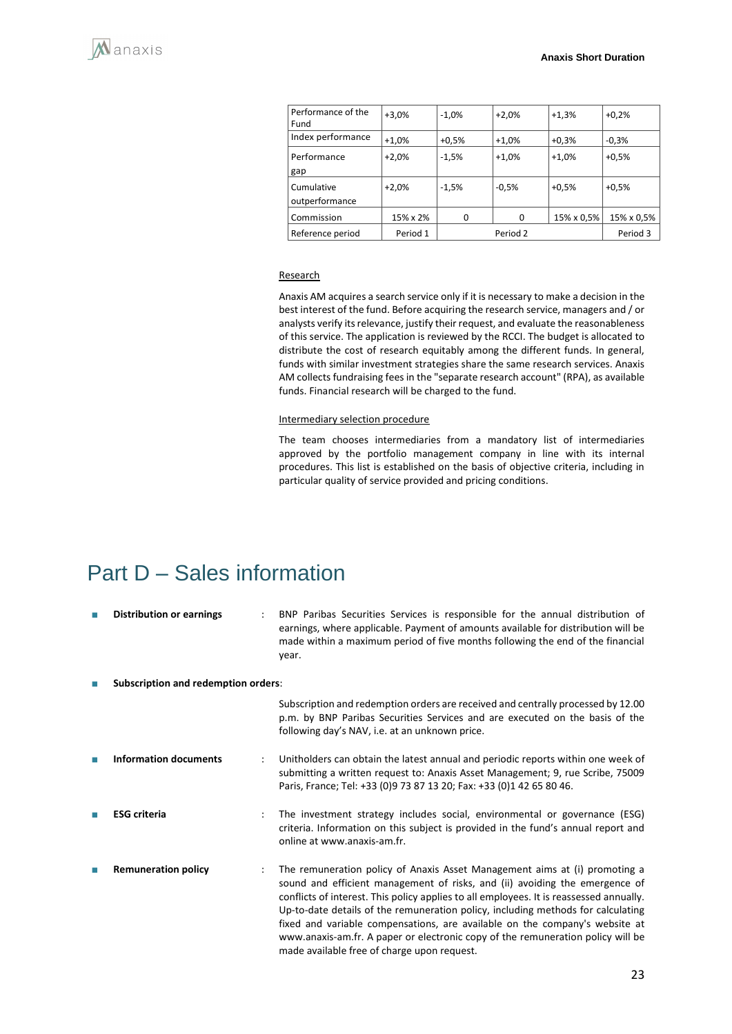| Performance of the Fund | +3,0% | -1,0% | +2,0% | +1,3% | +0,2% |
|---|---|---|---|---|---|
| Index performance | +1,0% | +0,5% | +1,0% | +0,3% | -0,3% |
| Performance gap | +2,0% | -1,5% | +1,0% | +1,0% | +0,5% |
| Cumulative outperformance | +2,0% | -1,5% | -0,5% | +0,5% | +0,5% |
| Commission | 15% x 2% | 0 | 0 | 15% x 0,5% | 15% x 0,5% |
| Reference period | Period 1 | Period 2 | | | Period 3 |

Research

Anaxis AM acquires a search service only if it is necessary to make a decision in the best interest of the fund. Before acquiring the research service, managers and / or analysts verify its relevance, justify their request, and evaluate the reasonableness of this service. The application is reviewed by the RCCI. The budget is allocated to distribute the cost of research equitably among the different funds. In general, funds with similar investment strategies share the same research services. Anaxis AM collects fundraising fees in the "separate research account" (RPA), as available funds. Financial research will be charged to the fund.

Intermediary selection procedure

The team chooses intermediaries from a mandatory list of intermediaries approved by the portfolio management company in line with its internal procedures. This list is established on the basis of objective criteria, including in particular quality of service provided and pricing conditions.

# Part D – Sales information

- **Distribution or earnings** : BNP Paribas Securities Services is responsible for the annual distribution of earnings, where applicable. Payment of amounts available for distribution will be made within a maximum period of five months following the end of the financial year.

- **Subscription and redemption orders**:

  Subscription and redemption orders are received and centrally processed by 12.00 p.m. by BNP Paribas Securities Services and are executed on the basis of the following day's NAV, i.e. at an unknown price.

- **Information documents** : Unitholders can obtain the latest annual and periodic reports within one week of submitting a written request to: Anaxis Asset Management; 9, rue Scribe, 75009 Paris, France; Tel: +33 (0)9 73 87 13 20; Fax: +33 (0)1 42 65 80 46.

- **ESG criteria** : The investment strategy includes social, environmental or governance (ESG) criteria. Information on this subject is provided in the fund's annual report and online at www.anaxis-am.fr.

- **Remuneration policy** : The remuneration policy of Anaxis Asset Management aims at (i) promoting a sound and efficient management of risks, and (ii) avoiding the emergence of conflicts of interest. This policy applies to all employees. It is reassessed annually. Up-to-date details of the remuneration policy, including methods for calculating fixed and variable compensations, are available on the company's website at www.anaxis-am.fr. A paper or electronic copy of the remuneration policy will be made available free of charge upon request.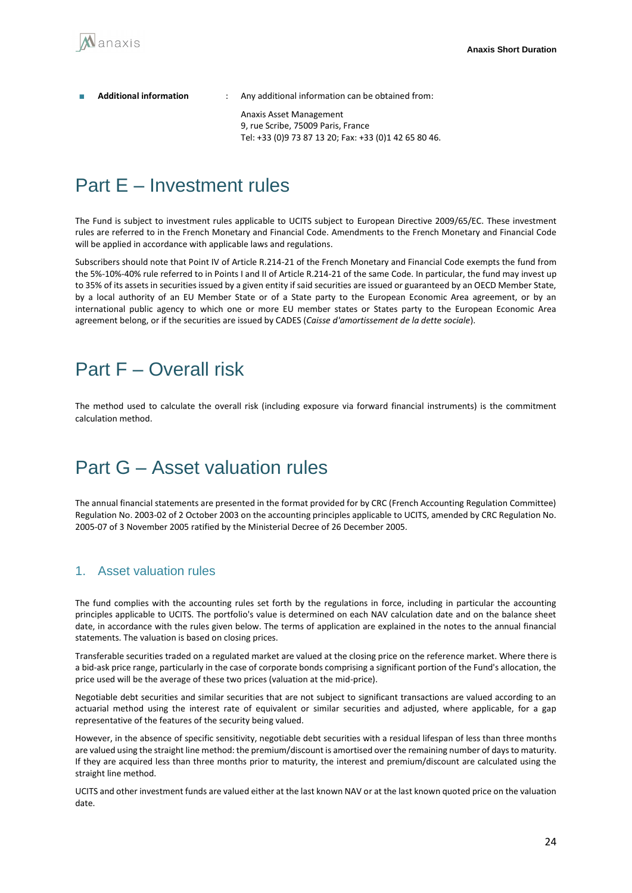- **Additional information** : Any additional information can be obtained from:

  Anaxis Asset Management
  9, rue Scribe, 75009 Paris, France
  Tel: +33 (0)9 73 87 13 20; Fax: +33 (0)1 42 65 80 46.

# Part E – Investment rules

The Fund is subject to investment rules applicable to UCITS subject to European Directive 2009/65/EC. These investment rules are referred to in the French Monetary and Financial Code. Amendments to the French Monetary and Financial Code will be applied in accordance with applicable laws and regulations.

Subscribers should note that Point IV of Article R.214-21 of the French Monetary and Financial Code exempts the fund from the 5%-10%-40% rule referred to in Points I and II of Article R.214-21 of the same Code. In particular, the fund may invest up to 35% of its assets in securities issued by a given entity if said securities are issued or guaranteed by an OECD Member State, by a local authority of an EU Member State or of a State party to the European Economic Area agreement, or by an international public agency to which one or more EU member states or States party to the European Economic Area agreement belong, or if the securities are issued by CADES (*Caisse d'amortissement de la dette sociale*).

# Part F – Overall risk

The method used to calculate the overall risk (including exposure via forward financial instruments) is the commitment calculation method.

# Part G – Asset valuation rules

The annual financial statements are presented in the format provided for by CRC (French Accounting Regulation Committee) Regulation No. 2003-02 of 2 October 2003 on the accounting principles applicable to UCITS, amended by CRC Regulation No. 2005-07 of 3 November 2005 ratified by the Ministerial Decree of 26 December 2005.

## 1. Asset valuation rules

The fund complies with the accounting rules set forth by the regulations in force, including in particular the accounting principles applicable to UCITS. The portfolio's value is determined on each NAV calculation date and on the balance sheet date, in accordance with the rules given below. The terms of application are explained in the notes to the annual financial statements. The valuation is based on closing prices.

Transferable securities traded on a regulated market are valued at the closing price on the reference market. Where there is a bid-ask price range, particularly in the case of corporate bonds comprising a significant portion of the Fund's allocation, the price used will be the average of these two prices (valuation at the mid-price).

Negotiable debt securities and similar securities that are not subject to significant transactions are valued according to an actuarial method using the interest rate of equivalent or similar securities and adjusted, where applicable, for a gap representative of the features of the security being valued.

However, in the absence of specific sensitivity, negotiable debt securities with a residual lifespan of less than three months are valued using the straight line method: the premium/discount is amortised over the remaining number of days to maturity. If they are acquired less than three months prior to maturity, the interest and premium/discount are calculated using the straight line method.

UCITS and other investment funds are valued either at the last known NAV or at the last known quoted price on the valuation date.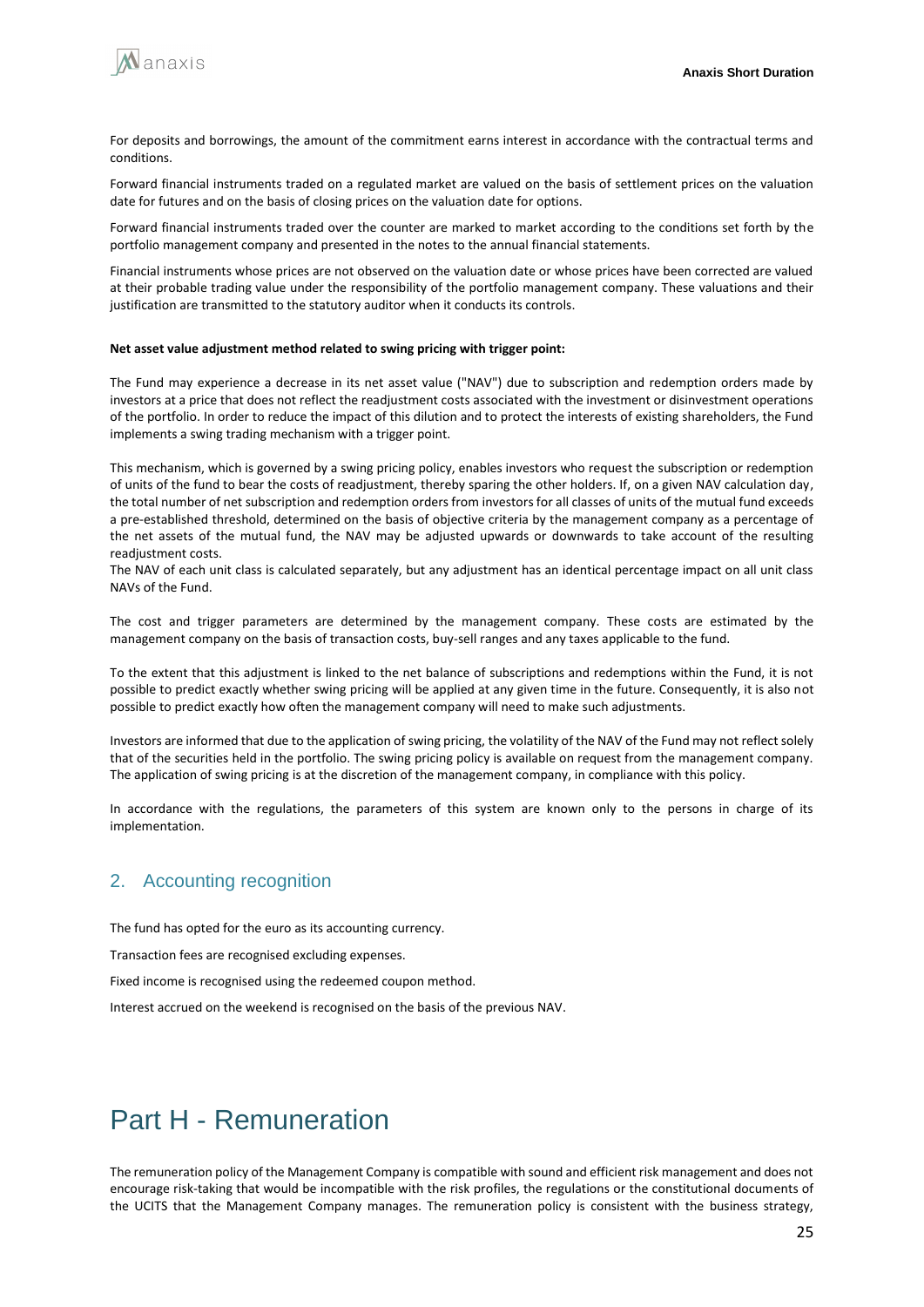For deposits and borrowings, the amount of the commitment earns interest in accordance with the contractual terms and conditions.

Forward financial instruments traded on a regulated market are valued on the basis of settlement prices on the valuation date for futures and on the basis of closing prices on the valuation date for options.

Forward financial instruments traded over the counter are marked to market according to the conditions set forth by the portfolio management company and presented in the notes to the annual financial statements.

Financial instruments whose prices are not observed on the valuation date or whose prices have been corrected are valued at their probable trading value under the responsibility of the portfolio management company. These valuations and their justification are transmitted to the statutory auditor when it conducts its controls.

**Net asset value adjustment method related to swing pricing with trigger point:**

The Fund may experience a decrease in its net asset value ("NAV") due to subscription and redemption orders made by investors at a price that does not reflect the readjustment costs associated with the investment or disinvestment operations of the portfolio. In order to reduce the impact of this dilution and to protect the interests of existing shareholders, the Fund implements a swing trading mechanism with a trigger point.

This mechanism, which is governed by a swing pricing policy, enables investors who request the subscription or redemption of units of the fund to bear the costs of readjustment, thereby sparing the other holders. If, on a given NAV calculation day, the total number of net subscription and redemption orders from investors for all classes of units of the mutual fund exceeds a pre-established threshold, determined on the basis of objective criteria by the management company as a percentage of the net assets of the mutual fund, the NAV may be adjusted upwards or downwards to take account of the resulting readjustment costs.
The NAV of each unit class is calculated separately, but any adjustment has an identical percentage impact on all unit class NAVs of the Fund.

The cost and trigger parameters are determined by the management company. These costs are estimated by the management company on the basis of transaction costs, buy-sell ranges and any taxes applicable to the fund.

To the extent that this adjustment is linked to the net balance of subscriptions and redemptions within the Fund, it is not possible to predict exactly whether swing pricing will be applied at any given time in the future. Consequently, it is also not possible to predict exactly how often the management company will need to make such adjustments.

Investors are informed that due to the application of swing pricing, the volatility of the NAV of the Fund may not reflect solely that of the securities held in the portfolio. The swing pricing policy is available on request from the management company. The application of swing pricing is at the discretion of the management company, in compliance with this policy.

In accordance with the regulations, the parameters of this system are known only to the persons in charge of its implementation.

## 2. Accounting recognition

The fund has opted for the euro as its accounting currency.

Transaction fees are recognised excluding expenses.

Fixed income is recognised using the redeemed coupon method.

Interest accrued on the weekend is recognised on the basis of the previous NAV.

# Part H - Remuneration

The remuneration policy of the Management Company is compatible with sound and efficient risk management and does not encourage risk-taking that would be incompatible with the risk profiles, the regulations or the constitutional documents of the UCITS that the Management Company manages. The remuneration policy is consistent with the business strategy,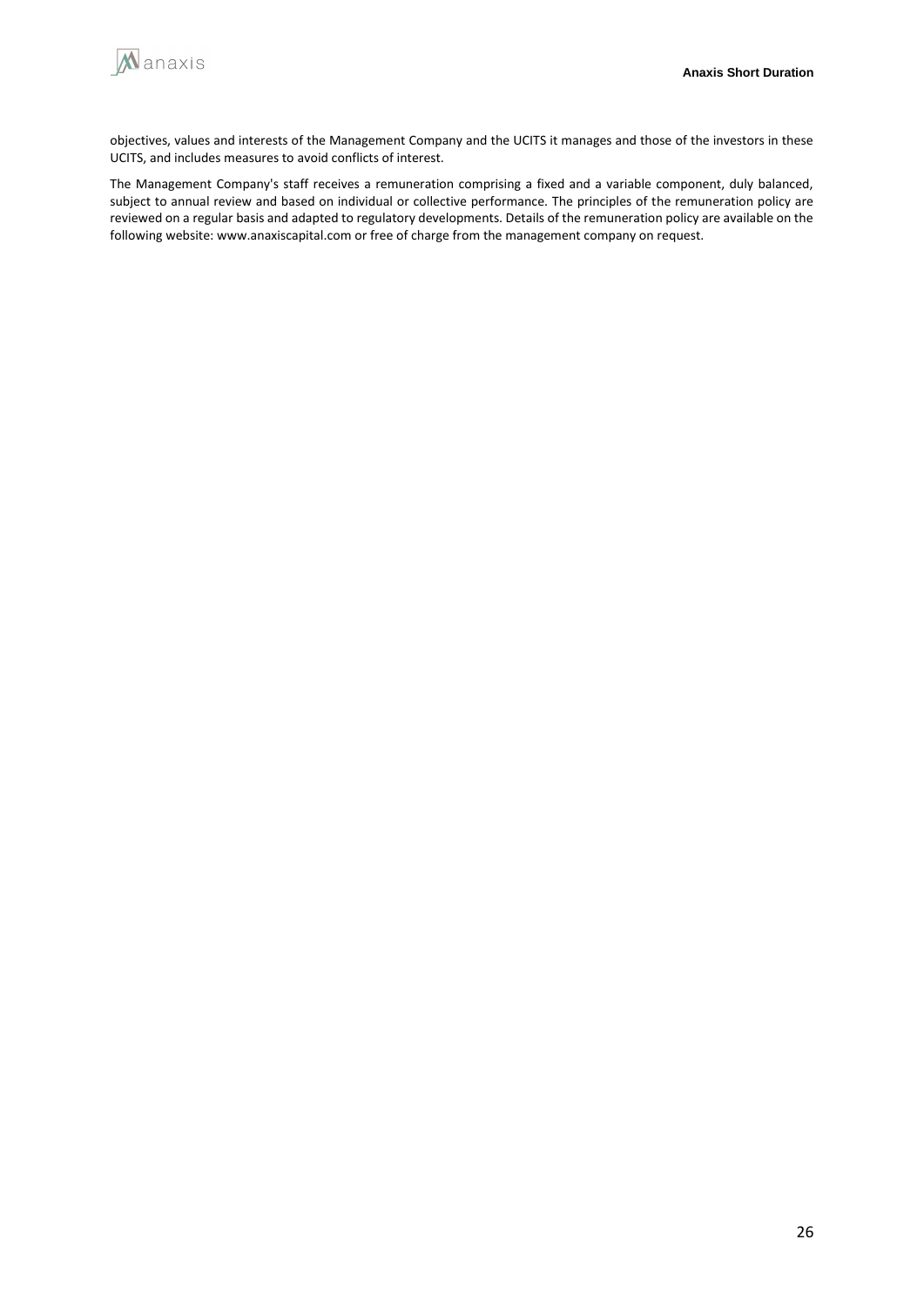objectives, values and interests of the Management Company and the UCITS it manages and those of the investors in these UCITS, and includes measures to avoid conflicts of interest.

The Management Company's staff receives a remuneration comprising a fixed and a variable component, duly balanced, subject to annual review and based on individual or collective performance. The principles of the remuneration policy are reviewed on a regular basis and adapted to regulatory developments. Details of the remuneration policy are available on the following website: www.anaxiscapital.com or free of charge from the management company on request.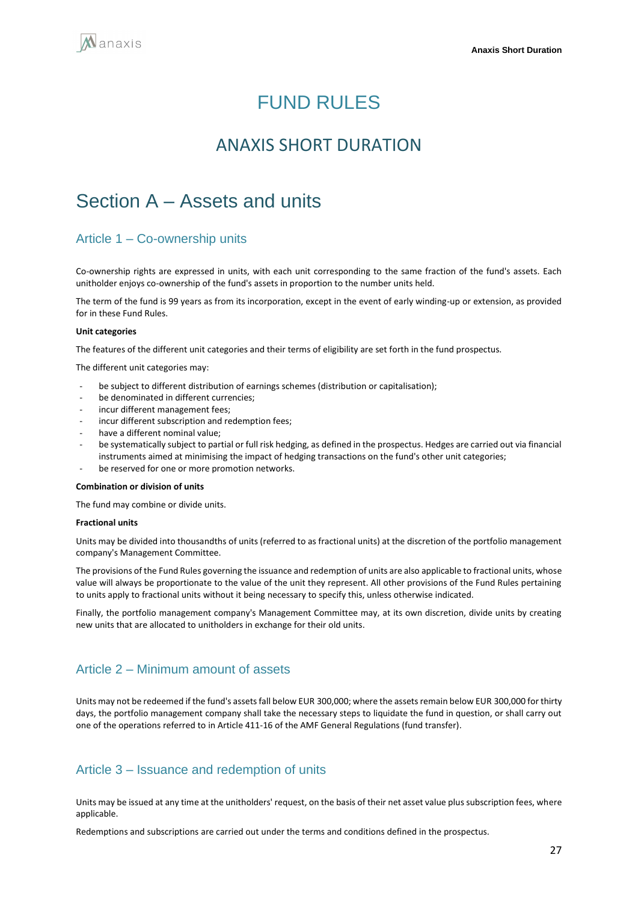# FUND RULES

## ANAXIS SHORT DURATION

# Section A – Assets and units

## Article 1 – Co-ownership units

Co-ownership rights are expressed in units, with each unit corresponding to the same fraction of the fund's assets. Each unitholder enjoys co-ownership of the fund's assets in proportion to the number units held.

The term of the fund is 99 years as from its incorporation, except in the event of early winding-up or extension, as provided for in these Fund Rules.

**Unit categories**

The features of the different unit categories and their terms of eligibility are set forth in the fund prospectus.

The different unit categories may:

- be subject to different distribution of earnings schemes (distribution or capitalisation);
- be denominated in different currencies;
- incur different management fees;
- incur different subscription and redemption fees;
- have a different nominal value;
- be systematically subject to partial or full risk hedging, as defined in the prospectus. Hedges are carried out via financial instruments aimed at minimising the impact of hedging transactions on the fund's other unit categories;
- be reserved for one or more promotion networks.

**Combination or division of units**

The fund may combine or divide units.

**Fractional units**

Units may be divided into thousandths of units (referred to as fractional units) at the discretion of the portfolio management company's Management Committee.

The provisions of the Fund Rules governing the issuance and redemption of units are also applicable to fractional units, whose value will always be proportionate to the value of the unit they represent. All other provisions of the Fund Rules pertaining to units apply to fractional units without it being necessary to specify this, unless otherwise indicated.

Finally, the portfolio management company's Management Committee may, at its own discretion, divide units by creating new units that are allocated to unitholders in exchange for their old units.

## Article 2 – Minimum amount of assets

Units may not be redeemed if the fund's assets fall below EUR 300,000; where the assets remain below EUR 300,000 for thirty days, the portfolio management company shall take the necessary steps to liquidate the fund in question, or shall carry out one of the operations referred to in Article 411-16 of the AMF General Regulations (fund transfer).

## Article 3 – Issuance and redemption of units

Units may be issued at any time at the unitholders' request, on the basis of their net asset value plus subscription fees, where applicable.

Redemptions and subscriptions are carried out under the terms and conditions defined in the prospectus.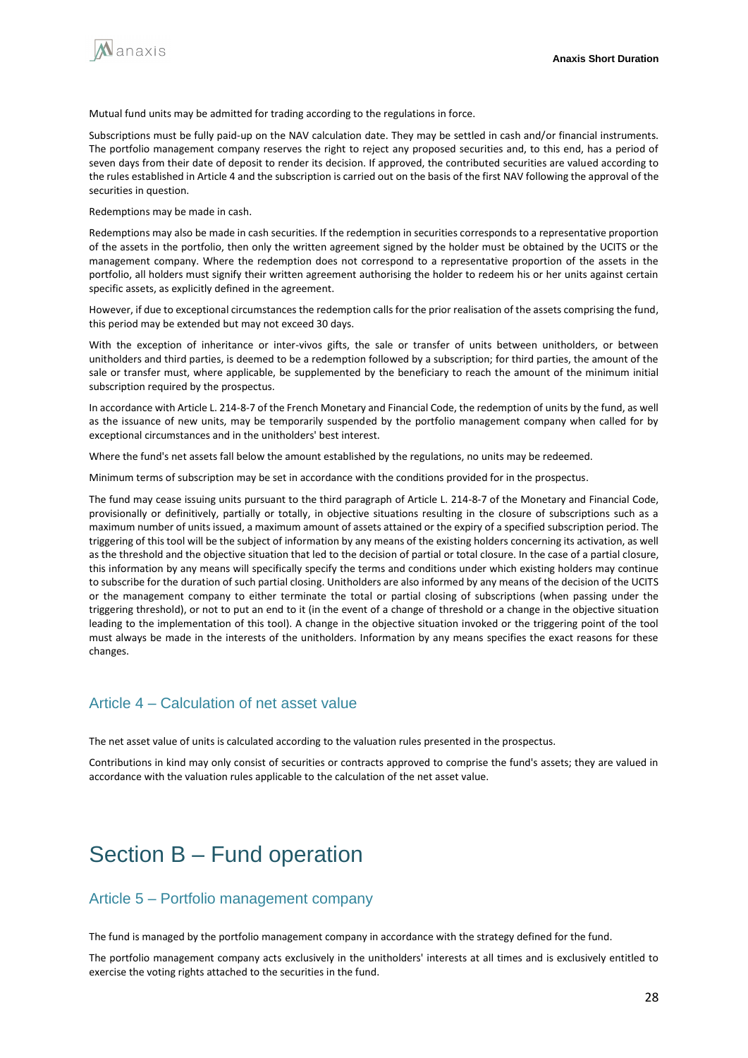Mutual fund units may be admitted for trading according to the regulations in force.

Subscriptions must be fully paid-up on the NAV calculation date. They may be settled in cash and/or financial instruments. The portfolio management company reserves the right to reject any proposed securities and, to this end, has a period of seven days from their date of deposit to render its decision. If approved, the contributed securities are valued according to the rules established in Article 4 and the subscription is carried out on the basis of the first NAV following the approval of the securities in question.

Redemptions may be made in cash.

Redemptions may also be made in cash securities. If the redemption in securities corresponds to a representative proportion of the assets in the portfolio, then only the written agreement signed by the holder must be obtained by the UCITS or the management company. Where the redemption does not correspond to a representative proportion of the assets in the portfolio, all holders must signify their written agreement authorising the holder to redeem his or her units against certain specific assets, as explicitly defined in the agreement.

However, if due to exceptional circumstances the redemption calls for the prior realisation of the assets comprising the fund, this period may be extended but may not exceed 30 days.

With the exception of inheritance or inter-vivos gifts, the sale or transfer of units between unitholders, or between unitholders and third parties, is deemed to be a redemption followed by a subscription; for third parties, the amount of the sale or transfer must, where applicable, be supplemented by the beneficiary to reach the amount of the minimum initial subscription required by the prospectus.

In accordance with Article L. 214-8-7 of the French Monetary and Financial Code, the redemption of units by the fund, as well as the issuance of new units, may be temporarily suspended by the portfolio management company when called for by exceptional circumstances and in the unitholders' best interest.

Where the fund's net assets fall below the amount established by the regulations, no units may be redeemed.

Minimum terms of subscription may be set in accordance with the conditions provided for in the prospectus.

The fund may cease issuing units pursuant to the third paragraph of Article L. 214-8-7 of the Monetary and Financial Code, provisionally or definitively, partially or totally, in objective situations resulting in the closure of subscriptions such as a maximum number of units issued, a maximum amount of assets attained or the expiry of a specified subscription period. The triggering of this tool will be the subject of information by any means of the existing holders concerning its activation, as well as the threshold and the objective situation that led to the decision of partial or total closure. In the case of a partial closure, this information by any means will specifically specify the terms and conditions under which existing holders may continue to subscribe for the duration of such partial closing. Unitholders are also informed by any means of the decision of the UCITS or the management company to either terminate the total or partial closing of subscriptions (when passing under the triggering threshold), or not to put an end to it (in the event of a change of threshold or a change in the objective situation leading to the implementation of this tool). A change in the objective situation invoked or the triggering point of the tool must always be made in the interests of the unitholders. Information by any means specifies the exact reasons for these changes.

## Article 4 – Calculation of net asset value

The net asset value of units is calculated according to the valuation rules presented in the prospectus.

Contributions in kind may only consist of securities or contracts approved to comprise the fund's assets; they are valued in accordance with the valuation rules applicable to the calculation of the net asset value.

# Section B – Fund operation

## Article 5 – Portfolio management company

The fund is managed by the portfolio management company in accordance with the strategy defined for the fund.

The portfolio management company acts exclusively in the unitholders' interests at all times and is exclusively entitled to exercise the voting rights attached to the securities in the fund.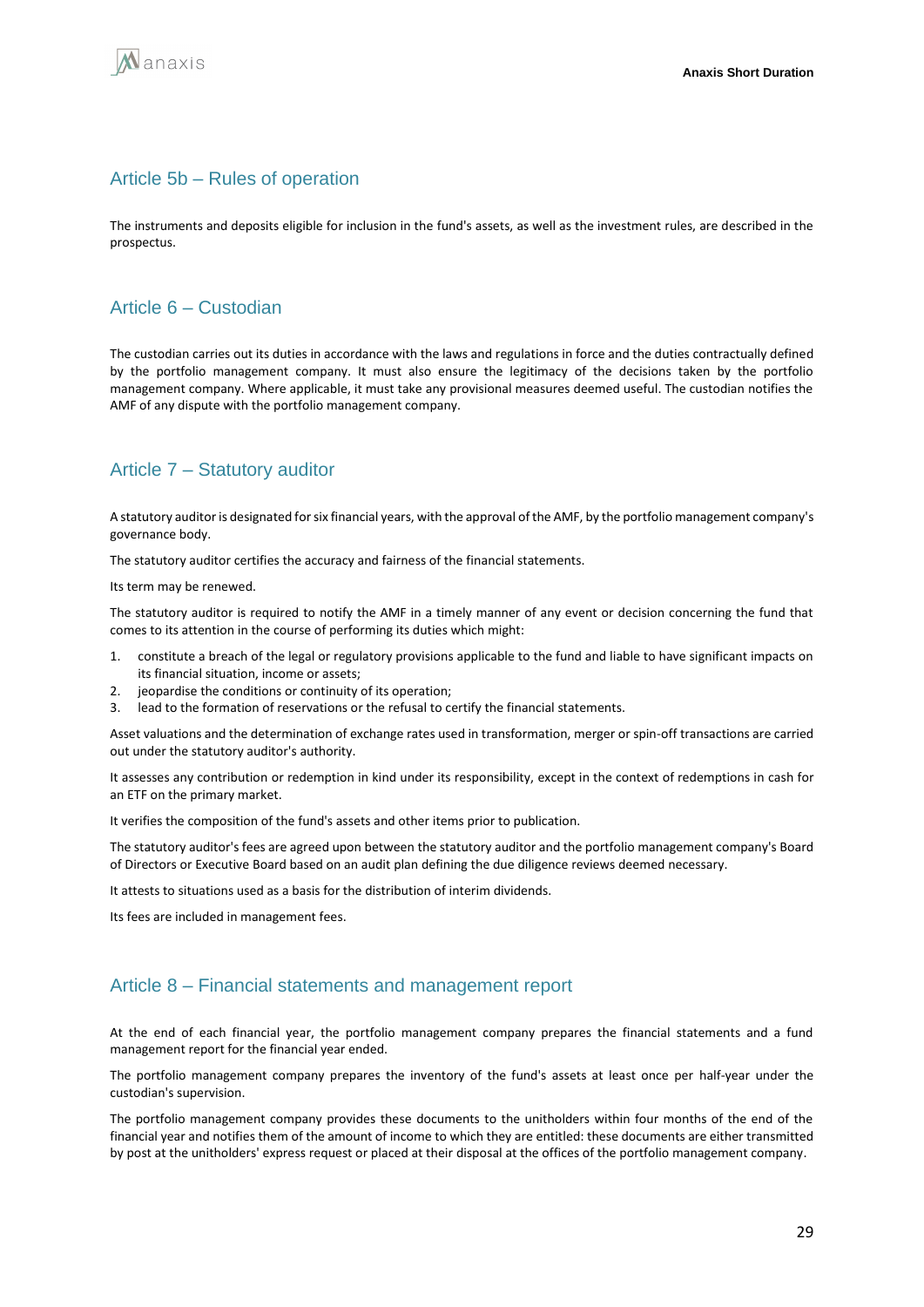## Article 5b – Rules of operation

The instruments and deposits eligible for inclusion in the fund's assets, as well as the investment rules, are described in the prospectus.

## Article 6 – Custodian

The custodian carries out its duties in accordance with the laws and regulations in force and the duties contractually defined by the portfolio management company. It must also ensure the legitimacy of the decisions taken by the portfolio management company. Where applicable, it must take any provisional measures deemed useful. The custodian notifies the AMF of any dispute with the portfolio management company.

## Article 7 – Statutory auditor

A statutory auditor is designated for six financial years, with the approval of the AMF, by the portfolio management company's governance body.

The statutory auditor certifies the accuracy and fairness of the financial statements.

Its term may be renewed.

The statutory auditor is required to notify the AMF in a timely manner of any event or decision concerning the fund that comes to its attention in the course of performing its duties which might:

1. constitute a breach of the legal or regulatory provisions applicable to the fund and liable to have significant impacts on its financial situation, income or assets;
2. jeopardise the conditions or continuity of its operation;
3. lead to the formation of reservations or the refusal to certify the financial statements.

Asset valuations and the determination of exchange rates used in transformation, merger or spin-off transactions are carried out under the statutory auditor's authority.

It assesses any contribution or redemption in kind under its responsibility, except in the context of redemptions in cash for an ETF on the primary market.

It verifies the composition of the fund's assets and other items prior to publication.

The statutory auditor's fees are agreed upon between the statutory auditor and the portfolio management company's Board of Directors or Executive Board based on an audit plan defining the due diligence reviews deemed necessary.

It attests to situations used as a basis for the distribution of interim dividends.

Its fees are included in management fees.

## Article 8 – Financial statements and management report

At the end of each financial year, the portfolio management company prepares the financial statements and a fund management report for the financial year ended.

The portfolio management company prepares the inventory of the fund's assets at least once per half-year under the custodian's supervision.

The portfolio management company provides these documents to the unitholders within four months of the end of the financial year and notifies them of the amount of income to which they are entitled: these documents are either transmitted by post at the unitholders' express request or placed at their disposal at the offices of the portfolio management company.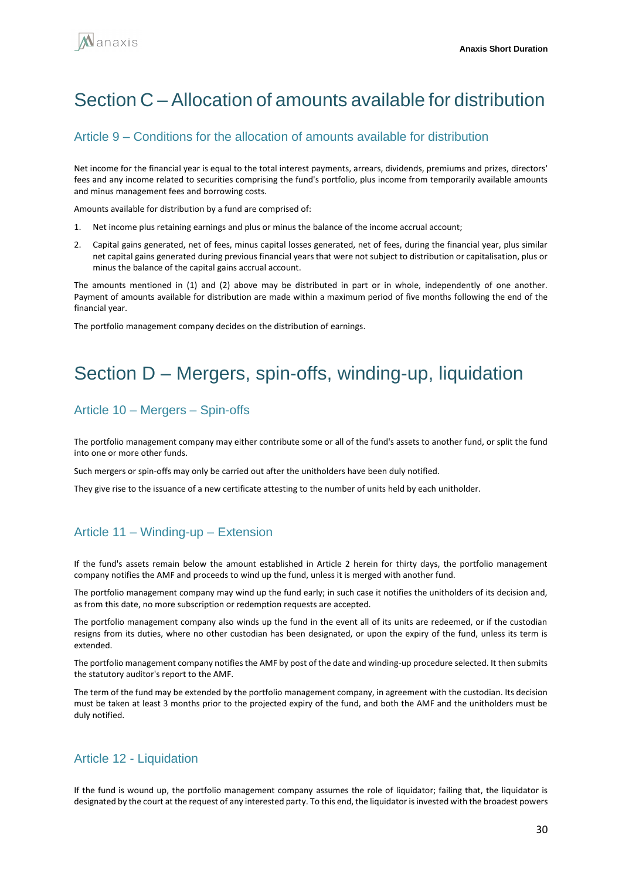# Section C – Allocation of amounts available for distribution

## Article 9 – Conditions for the allocation of amounts available for distribution

Net income for the financial year is equal to the total interest payments, arrears, dividends, premiums and prizes, directors' fees and any income related to securities comprising the fund's portfolio, plus income from temporarily available amounts and minus management fees and borrowing costs.

Amounts available for distribution by a fund are comprised of:

1. Net income plus retaining earnings and plus or minus the balance of the income accrual account;
2. Capital gains generated, net of fees, minus capital losses generated, net of fees, during the financial year, plus similar net capital gains generated during previous financial years that were not subject to distribution or capitalisation, plus or minus the balance of the capital gains accrual account.

The amounts mentioned in (1) and (2) above may be distributed in part or in whole, independently of one another. Payment of amounts available for distribution are made within a maximum period of five months following the end of the financial year.

The portfolio management company decides on the distribution of earnings.

# Section D – Mergers, spin-offs, winding-up, liquidation

## Article 10 – Mergers – Spin-offs

The portfolio management company may either contribute some or all of the fund's assets to another fund, or split the fund into one or more other funds.

Such mergers or spin-offs may only be carried out after the unitholders have been duly notified.

They give rise to the issuance of a new certificate attesting to the number of units held by each unitholder.

## Article 11 – Winding-up – Extension

If the fund's assets remain below the amount established in Article 2 herein for thirty days, the portfolio management company notifies the AMF and proceeds to wind up the fund, unless it is merged with another fund.

The portfolio management company may wind up the fund early; in such case it notifies the unitholders of its decision and, as from this date, no more subscription or redemption requests are accepted.

The portfolio management company also winds up the fund in the event all of its units are redeemed, or if the custodian resigns from its duties, where no other custodian has been designated, or upon the expiry of the fund, unless its term is extended.

The portfolio management company notifies the AMF by post of the date and winding-up procedure selected. It then submits the statutory auditor's report to the AMF.

The term of the fund may be extended by the portfolio management company, in agreement with the custodian. Its decision must be taken at least 3 months prior to the projected expiry of the fund, and both the AMF and the unitholders must be duly notified.

## Article 12 - Liquidation

If the fund is wound up, the portfolio management company assumes the role of liquidator; failing that, the liquidator is designated by the court at the request of any interested party. To this end, the liquidator is invested with the broadest powers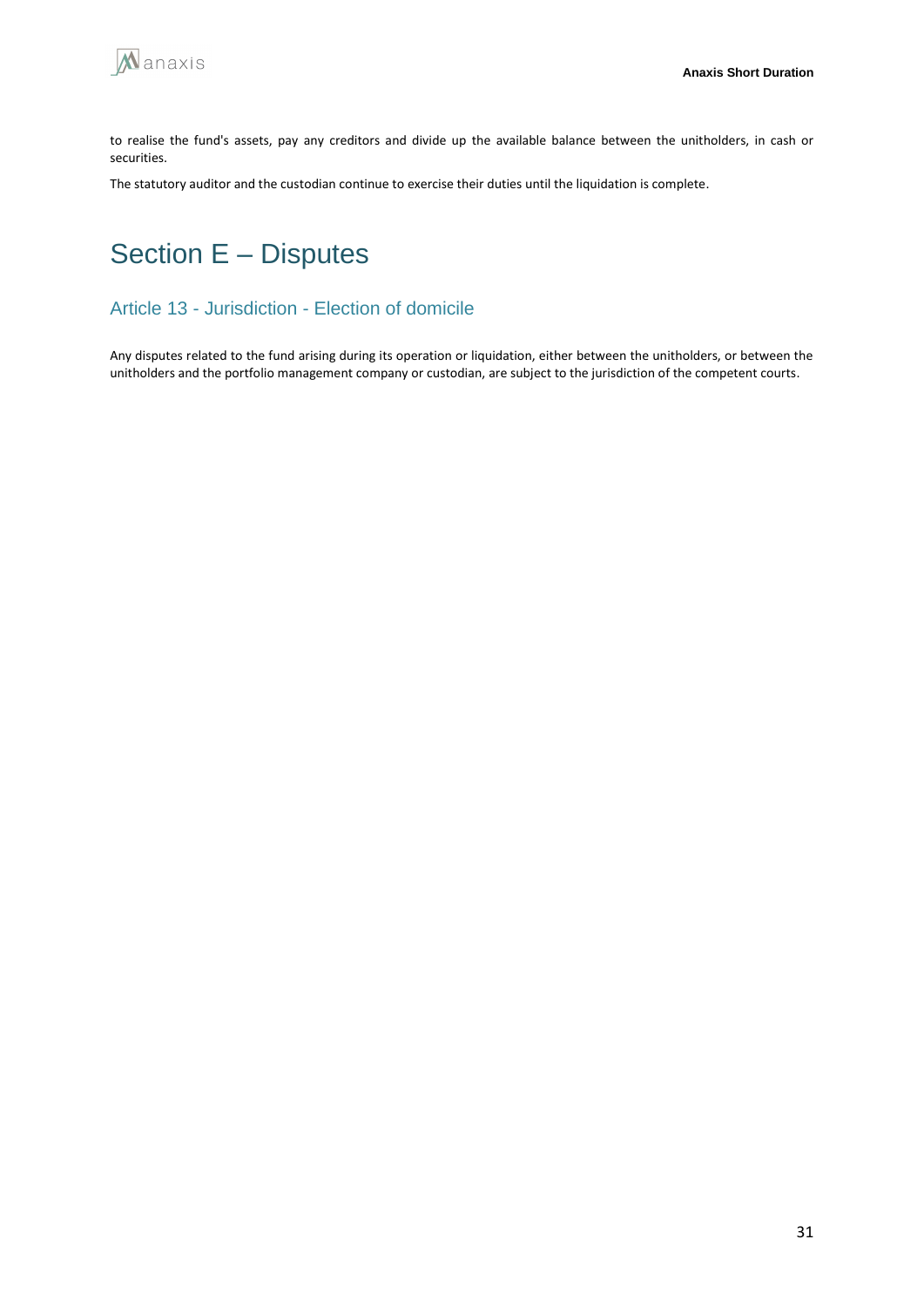to realise the fund's assets, pay any creditors and divide up the available balance between the unitholders, in cash or securities.

The statutory auditor and the custodian continue to exercise their duties until the liquidation is complete.

# Section E – Disputes

## Article 13 - Jurisdiction - Election of domicile

Any disputes related to the fund arising during its operation or liquidation, either between the unitholders, or between the unitholders and the portfolio management company or custodian, are subject to the jurisdiction of the competent courts.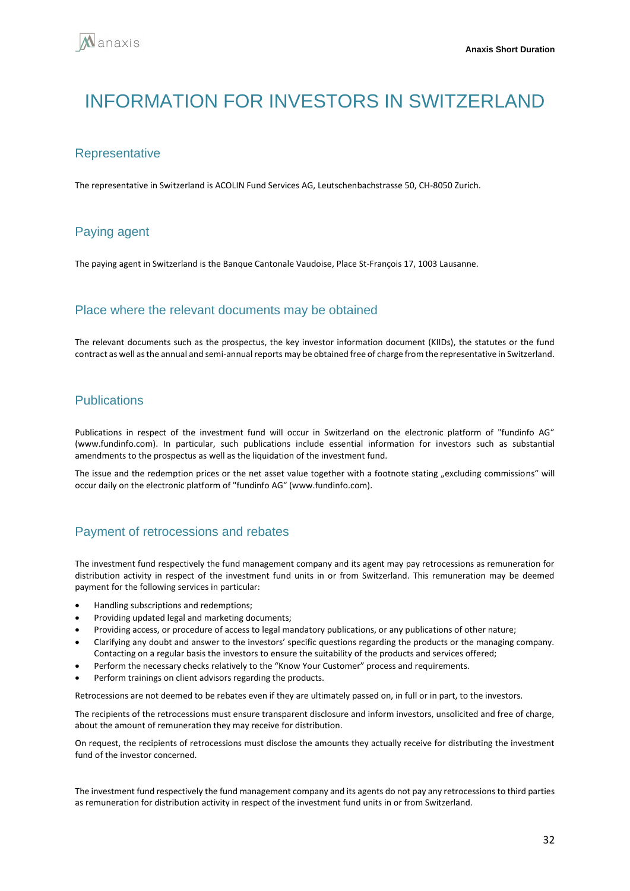# INFORMATION FOR INVESTORS IN SWITZERLAND

## Representative

The representative in Switzerland is ACOLIN Fund Services AG, Leutschenbachstrasse 50, CH-8050 Zurich.

## Paying agent

The paying agent in Switzerland is the Banque Cantonale Vaudoise, Place St-François 17, 1003 Lausanne.

## Place where the relevant documents may be obtained

The relevant documents such as the prospectus, the key investor information document (KIIDs), the statutes or the fund contract as well as the annual and semi-annual reports may be obtained free of charge from the representative in Switzerland.

## Publications

Publications in respect of the investment fund will occur in Switzerland on the electronic platform of "fundinfo AG" (www.fundinfo.com). In particular, such publications include essential information for investors such as substantial amendments to the prospectus as well as the liquidation of the investment fund.

The issue and the redemption prices or the net asset value together with a footnote stating „excluding commissions" will occur daily on the electronic platform of "fundinfo AG" (www.fundinfo.com).

## Payment of retrocessions and rebates

The investment fund respectively the fund management company and its agent may pay retrocessions as remuneration for distribution activity in respect of the investment fund units in or from Switzerland. This remuneration may be deemed payment for the following services in particular:

- Handling subscriptions and redemptions;
- Providing updated legal and marketing documents;
- Providing access, or procedure of access to legal mandatory publications, or any publications of other nature;
- Clarifying any doubt and answer to the investors' specific questions regarding the products or the managing company. Contacting on a regular basis the investors to ensure the suitability of the products and services offered;
- Perform the necessary checks relatively to the "Know Your Customer" process and requirements.
- Perform trainings on client advisors regarding the products.

Retrocessions are not deemed to be rebates even if they are ultimately passed on, in full or in part, to the investors.

The recipients of the retrocessions must ensure transparent disclosure and inform investors, unsolicited and free of charge, about the amount of remuneration they may receive for distribution.

On request, the recipients of retrocessions must disclose the amounts they actually receive for distributing the investment fund of the investor concerned.

The investment fund respectively the fund management company and its agents do not pay any retrocessions to third parties as remuneration for distribution activity in respect of the investment fund units in or from Switzerland.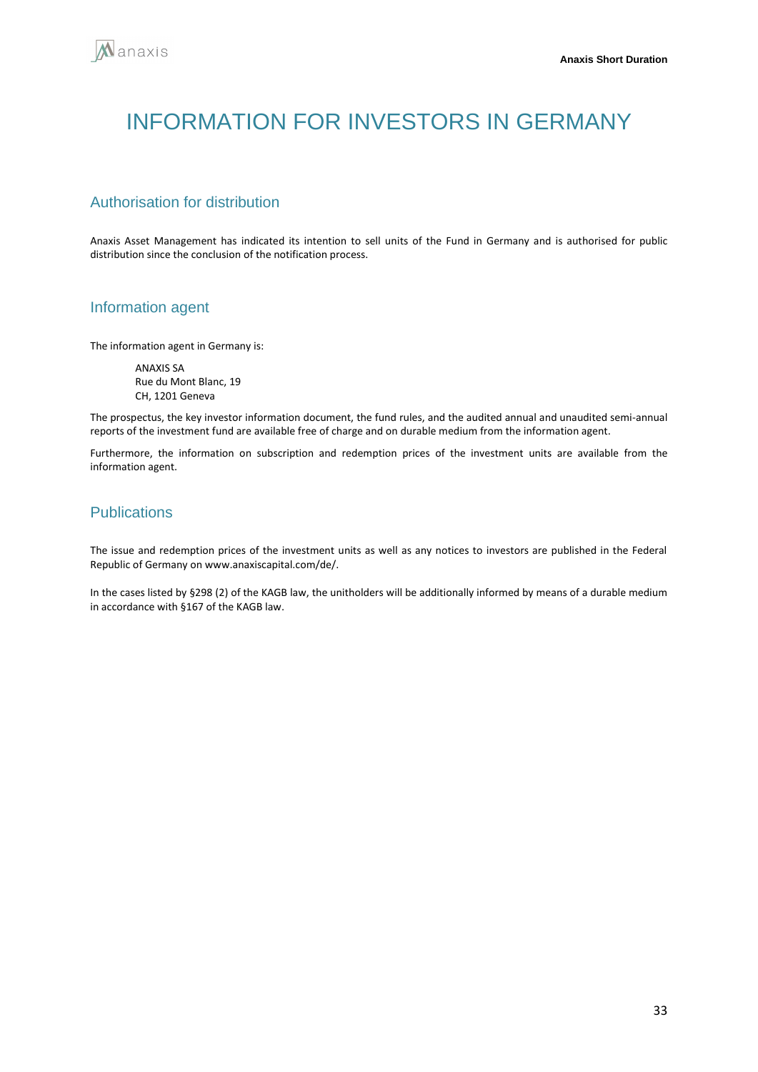# INFORMATION FOR INVESTORS IN GERMANY

## Authorisation for distribution

Anaxis Asset Management has indicated its intention to sell units of the Fund in Germany and is authorised for public distribution since the conclusion of the notification process.

## Information agent

The information agent in Germany is:

ANAXIS SA
Rue du Mont Blanc, 19
CH, 1201 Geneva

The prospectus, the key investor information document, the fund rules, and the audited annual and unaudited semi-annual reports of the investment fund are available free of charge and on durable medium from the information agent.

Furthermore, the information on subscription and redemption prices of the investment units are available from the information agent.

## Publications

The issue and redemption prices of the investment units as well as any notices to investors are published in the Federal Republic of Germany on www.anaxiscapital.com/de/.

In the cases listed by §298 (2) of the KAGB law, the unitholders will be additionally informed by means of a durable medium in accordance with §167 of the KAGB law.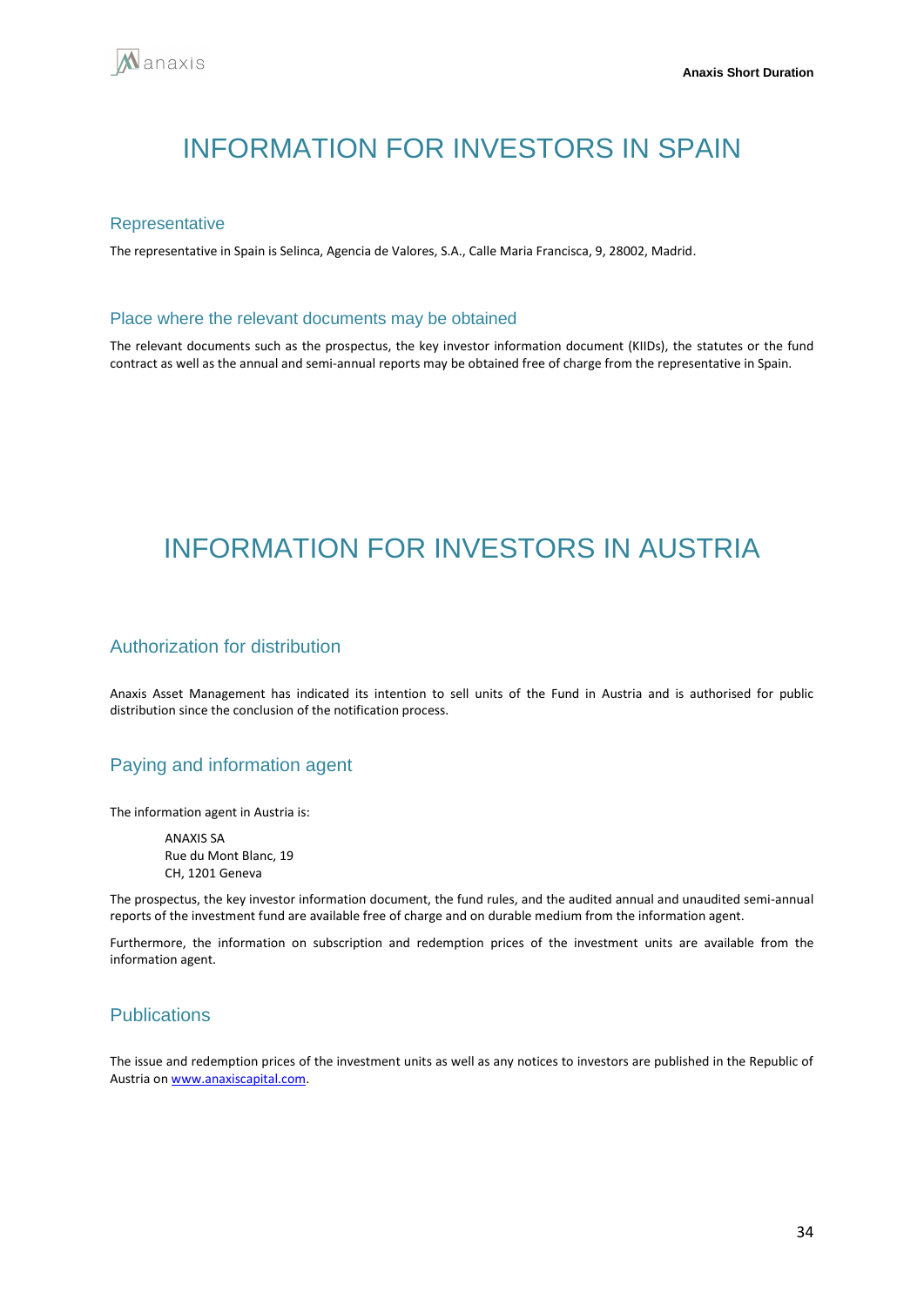# INFORMATION FOR INVESTORS IN SPAIN

## Representative

The representative in Spain is Selinca, Agencia de Valores, S.A., Calle Maria Francisca, 9, 28002, Madrid.

## Place where the relevant documents may be obtained

The relevant documents such as the prospectus, the key investor information document (KIIDs), the statutes or the fund contract as well as the annual and semi-annual reports may be obtained free of charge from the representative in Spain.

# INFORMATION FOR INVESTORS IN AUSTRIA

## Authorization for distribution

Anaxis Asset Management has indicated its intention to sell units of the Fund in Austria and is authorised for public distribution since the conclusion of the notification process.

## Paying and information agent

The information agent in Austria is:

ANAXIS SA
Rue du Mont Blanc, 19
CH, 1201 Geneva

The prospectus, the key investor information document, the fund rules, and the audited annual and unaudited semi-annual reports of the investment fund are available free of charge and on durable medium from the information agent.

Furthermore, the information on subscription and redemption prices of the investment units are available from the information agent.

## Publications

The issue and redemption prices of the investment units as well as any notices to investors are published in the Republic of Austria on [www.anaxiscapital.com](http://www.anaxiscapital.com).